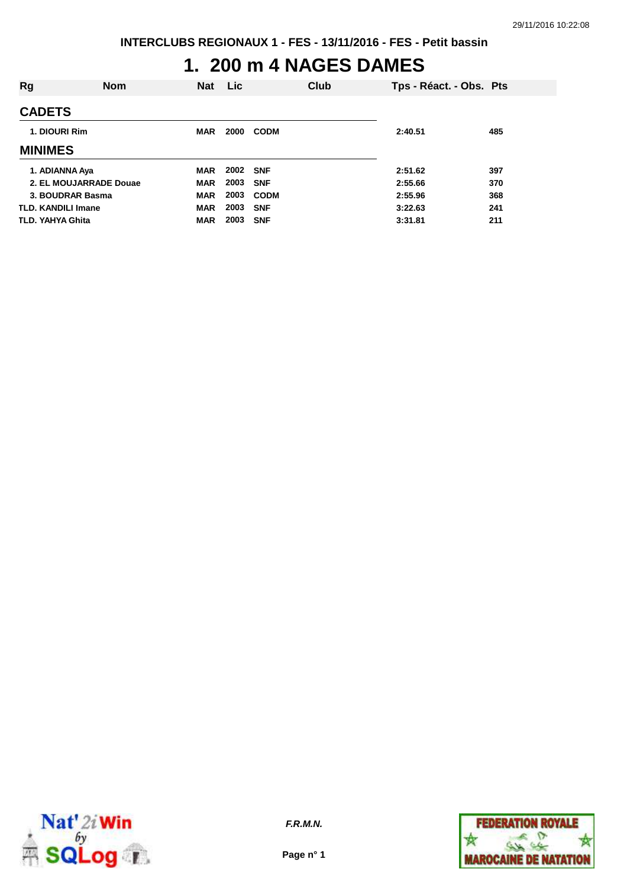INTERCLUBS REGIONAUX 1 - FES - 13/11/2016 - FES - Petit bassin

# 1. 200 m 4 NAGES DAMES

| Rg | Nom | Nat | Lic | Club | Tps - Réact. - Obs. | Pts |
|---|---|---|---|---|---|---|
| **CADETS** | | | | | | |
| 1. | DIOURI Rim | MAR | 2000 | CODM | 2:40.51 | 485 |
| **MINIMES** | | | | | | |
| 1. | ADIANNA Aya | MAR | 2002 | SNF | 2:51.62 | 397 |
| 2. | EL MOUJARRADE Douae | MAR | 2003 | SNF | 2:55.66 | 370 |
| 3. | BOUDRAR Basma | MAR | 2003 | CODM | 2:55.96 | 368 |
| TLD. | KANDILI Imane | MAR | 2003 | SNF | 3:22.63 | 241 |
| TLD. | YAHYA Ghita | MAR | 2003 | SNF | 3:31.81 | 211 |

*F.R.M.N.*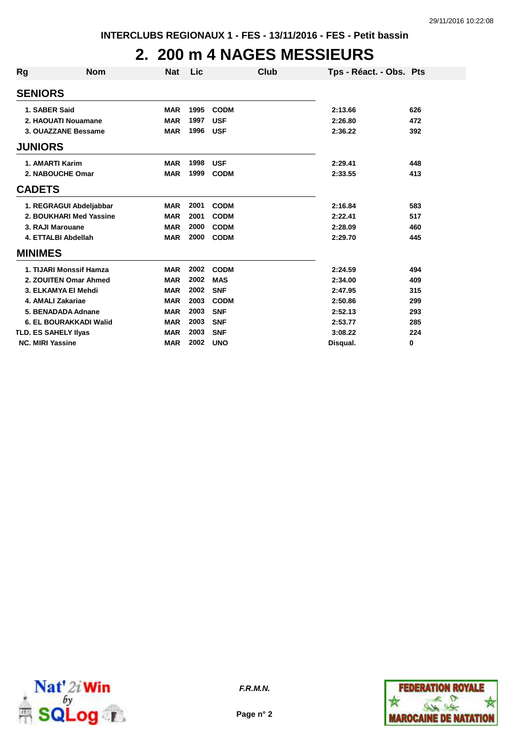INTERCLUBS REGIONAUX 1 - FES - 13/11/2016 - FES - Petit bassin

# 2. 200 m 4 NAGES MESSIEURS

| Rg | Nom | Nat | Lic | Club | Tps - Réact. - Obs. | Pts |
|---|---|---|---|---|---|---|
| **SENIORS** | | | | | | |
| 1. | SABER Said | MAR | 1995 | CODM | 2:13.66 | 626 |
| 2. | HAOUATI Nouamane | MAR | 1997 | USF | 2:26.80 | 472 |
| 3. | OUAZZANE Bessame | MAR | 1996 | USF | 2:36.22 | 392 |
| **JUNIORS** | | | | | | |
| 1. | AMARTI Karim | MAR | 1998 | USF | 2:29.41 | 448 |
| 2. | NABOUCHE Omar | MAR | 1999 | CODM | 2:33.55 | 413 |
| **CADETS** | | | | | | |
| 1. | REGRAGUI Abdeljabbar | MAR | 2001 | CODM | 2:16.84 | 583 |
| 2. | BOUKHARI Med Yassine | MAR | 2001 | CODM | 2:22.41 | 517 |
| 3. | RAJI Marouane | MAR | 2000 | CODM | 2:28.09 | 460 |
| 4. | ETTALBI Abdellah | MAR | 2000 | CODM | 2:29.70 | 445 |
| **MINIMES** | | | | | | |
| 1. | TIJARI Monssif Hamza | MAR | 2002 | CODM | 2:24.59 | 494 |
| 2. | ZOUITEN Omar Ahmed | MAR | 2002 | MAS | 2:34.00 | 409 |
| 3. | ELKAMYA El Mehdi | MAR | 2002 | SNF | 2:47.95 | 315 |
| 4. | AMALI Zakariae | MAR | 2003 | CODM | 2:50.86 | 299 |
| 5. | BENADADA Adnane | MAR | 2003 | SNF | 2:52.13 | 293 |
| 6. | EL BOURAKKADI Walid | MAR | 2003 | SNF | 2:53.77 | 285 |
| TLD. | ES SAHELY Ilyas | MAR | 2003 | SNF | 3:08.22 | 224 |
| NC. | MIRI Yassine | MAR | 2002 | UNO | Disqual. | 0 |

*F.R.M.N.*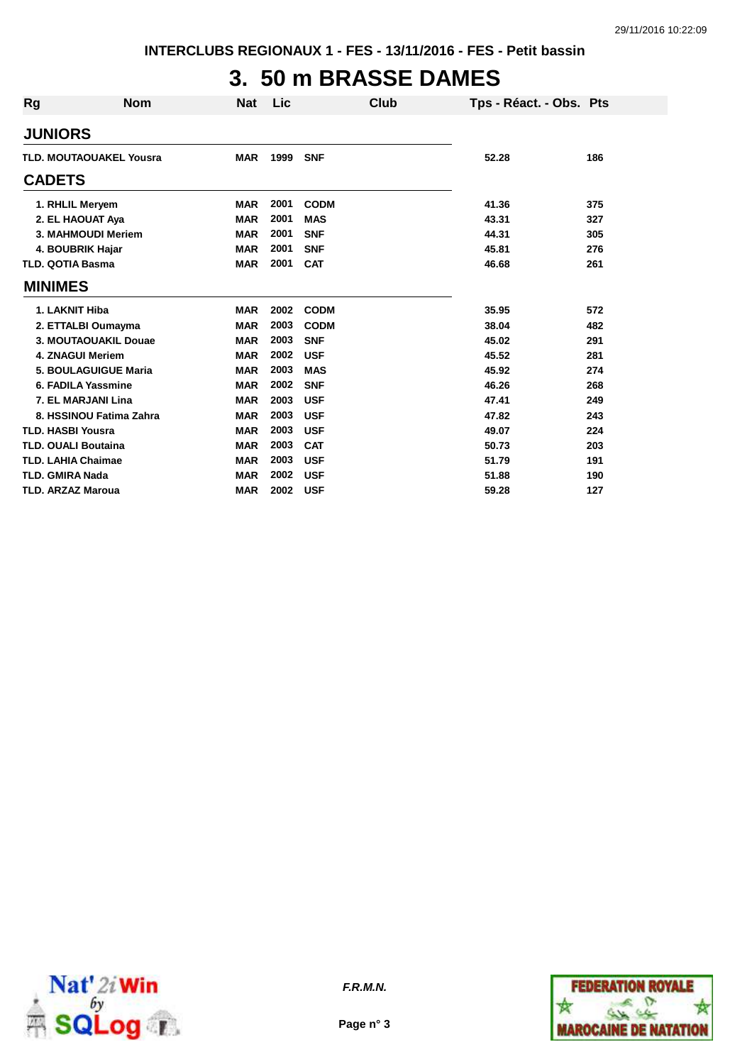INTERCLUBS REGIONAUX 1 - FES - 13/11/2016 - FES - Petit bassin

# 3. 50 m BRASSE DAMES

| Rg | Nom | Nat | Lic | Club | Tps - Réact. - Obs. | Pts |
|---|---|---|---|---|---|---|
| **JUNIORS** | | | | | | |
| TLD. | MOUTAOUAKEL Yousra | MAR | 1999 | SNF | 52.28 | 186 |
| **CADETS** | | | | | | |
| 1. | RHLIL Meryem | MAR | 2001 | CODM | 41.36 | 375 |
| 2. | EL HAOUAT Aya | MAR | 2001 | MAS | 43.31 | 327 |
| 3. | MAHMOUDI Meriem | MAR | 2001 | SNF | 44.31 | 305 |
| 4. | BOUBRIK Hajar | MAR | 2001 | SNF | 45.81 | 276 |
| TLD. | QOTIA Basma | MAR | 2001 | CAT | 46.68 | 261 |
| **MINIMES** | | | | | | |
| 1. | LAKNIT Hiba | MAR | 2002 | CODM | 35.95 | 572 |
| 2. | ETTALBI Oumayma | MAR | 2003 | CODM | 38.04 | 482 |
| 3. | MOUTAOUAKIL Douae | MAR | 2003 | SNF | 45.02 | 291 |
| 4. | ZNAGUI Meriem | MAR | 2002 | USF | 45.52 | 281 |
| 5. | BOULAGUIGUE Maria | MAR | 2003 | MAS | 45.92 | 274 |
| 6. | FADILA Yassmine | MAR | 2002 | SNF | 46.26 | 268 |
| 7. | EL MARJANI Lina | MAR | 2003 | USF | 47.41 | 249 |
| 8. | HSSINOU Fatima Zahra | MAR | 2003 | USF | 47.82 | 243 |
| TLD. | HASBI Yousra | MAR | 2003 | USF | 49.07 | 224 |
| TLD. | OUALI Boutaina | MAR | 2003 | CAT | 50.73 | 203 |
| TLD. | LAHIA Chaimae | MAR | 2003 | USF | 51.79 | 191 |
| TLD. | GMIRA Nada | MAR | 2002 | USF | 51.88 | 190 |
| TLD. | ARZAZ Maroua | MAR | 2002 | USF | 59.28 | 127 |

*F.R.M.N.*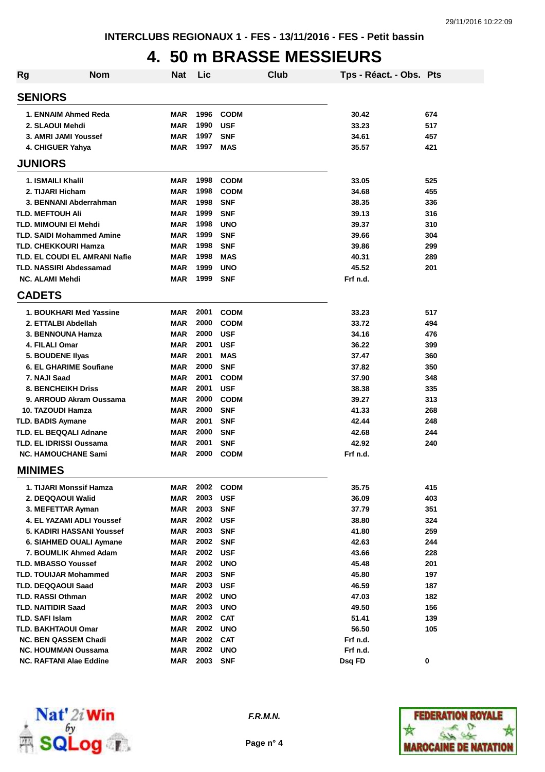INTERCLUBS REGIONAUX 1 - FES - 13/11/2016 - FES - Petit bassin

# 4. 50 m BRASSE MESSIEURS

| Rg | Nom | Nat | Lic | Club | Tps - Réact. - Obs. | Pts |
|---|---|---|---|---|---|---|
| **SENIORS** | | | | | | |
| 1. | ENNAIM Ahmed Reda | MAR | 1996 | CODM | 30.42 | 674 |
| 2. | SLAOUI Mehdi | MAR | 1990 | USF | 33.23 | 517 |
| 3. | AMRI JAMI Youssef | MAR | 1997 | SNF | 34.61 | 457 |
| 4. | CHIGUER Yahya | MAR | 1997 | MAS | 35.57 | 421 |
| **JUNIORS** | | | | | | |
| 1. | ISMAILI Khalil | MAR | 1998 | CODM | 33.05 | 525 |
| 2. | TIJARI Hicham | MAR | 1998 | CODM | 34.68 | 455 |
| 3. | BENNANI Abderrahman | MAR | 1998 | SNF | 38.35 | 336 |
| TLD. | MEFTOUH Ali | MAR | 1999 | SNF | 39.13 | 316 |
| TLD. | MIMOUNI El Mehdi | MAR | 1998 | UNO | 39.37 | 310 |
| TLD. | SAIDI Mohammed Amine | MAR | 1999 | SNF | 39.66 | 304 |
| TLD. | CHEKKOURI Hamza | MAR | 1998 | SNF | 39.86 | 299 |
| TLD. | EL COUDI EL AMRANI Nafie | MAR | 1998 | MAS | 40.31 | 289 |
| TLD. | NASSIRI Abdessamad | MAR | 1999 | UNO | 45.52 | 201 |
| NC. | ALAMI Mehdi | MAR | 1999 | SNF | Frf n.d. | |
| **CADETS** | | | | | | |
| 1. | BOUKHARI Med Yassine | MAR | 2001 | CODM | 33.23 | 517 |
| 2. | ETTALBI Abdellah | MAR | 2000 | CODM | 33.72 | 494 |
| 3. | BENNOUNA Hamza | MAR | 2000 | USF | 34.16 | 476 |
| 4. | FILALI Omar | MAR | 2001 | USF | 36.22 | 399 |
| 5. | BOUDENE Ilyas | MAR | 2001 | MAS | 37.47 | 360 |
| 6. | EL GHARIME Soufiane | MAR | 2000 | SNF | 37.82 | 350 |
| 7. | NAJI Saad | MAR | 2001 | CODM | 37.90 | 348 |
| 8. | BENCHEIKH Driss | MAR | 2001 | USF | 38.38 | 335 |
| 9. | ARROUD Akram Oussama | MAR | 2000 | CODM | 39.27 | 313 |
| 10. | TAZOUDI Hamza | MAR | 2000 | SNF | 41.33 | 268 |
| TLD. | BADIS Aymane | MAR | 2001 | SNF | 42.44 | 248 |
| TLD. | EL BEQQALI Adnane | MAR | 2000 | SNF | 42.68 | 244 |
| TLD. | EL IDRISSI Oussama | MAR | 2001 | SNF | 42.92 | 240 |
| NC. | HAMOUCHANE Sami | MAR | 2000 | CODM | Frf n.d. | |
| **MINIMES** | | | | | | |
| 1. | TIJARI Monssif Hamza | MAR | 2002 | CODM | 35.75 | 415 |
| 2. | DEQQAOUI Walid | MAR | 2003 | USF | 36.09 | 403 |
| 3. | MEFETTAR Ayman | MAR | 2003 | SNF | 37.79 | 351 |
| 4. | EL YAZAMI ADLI Youssef | MAR | 2002 | USF | 38.80 | 324 |
| 5. | KADIRI HASSANI Youssef | MAR | 2003 | SNF | 41.80 | 259 |
| 6. | SIAHMED OUALI Aymane | MAR | 2002 | SNF | 42.63 | 244 |
| 7. | BOUMLIK Ahmed Adam | MAR | 2002 | USF | 43.66 | 228 |
| TLD. | MBASSO Youssef | MAR | 2002 | UNO | 45.48 | 201 |
| TLD. | TOUIJAR Mohammed | MAR | 2003 | SNF | 45.80 | 197 |
| TLD. | DEQQAOUI Saad | MAR | 2003 | USF | 46.59 | 187 |
| TLD. | RASSI Othman | MAR | 2002 | UNO | 47.03 | 182 |
| TLD. | NAITIDIR Saad | MAR | 2003 | UNO | 49.50 | 156 |
| TLD. | SAFI Islam | MAR | 2002 | CAT | 51.41 | 139 |
| TLD. | BAKHTAOUI Omar | MAR | 2002 | UNO | 56.50 | 105 |
| NC. | BEN QASSEM Chadi | MAR | 2002 | CAT | Frf n.d. | |
| NC. | HOUMMAN Oussama | MAR | 2002 | UNO | Frf n.d. | |
| NC. | RAFTANI Alae Eddine | MAR | 2003 | SNF | Dsq FD | 0 |

F.R.M.N.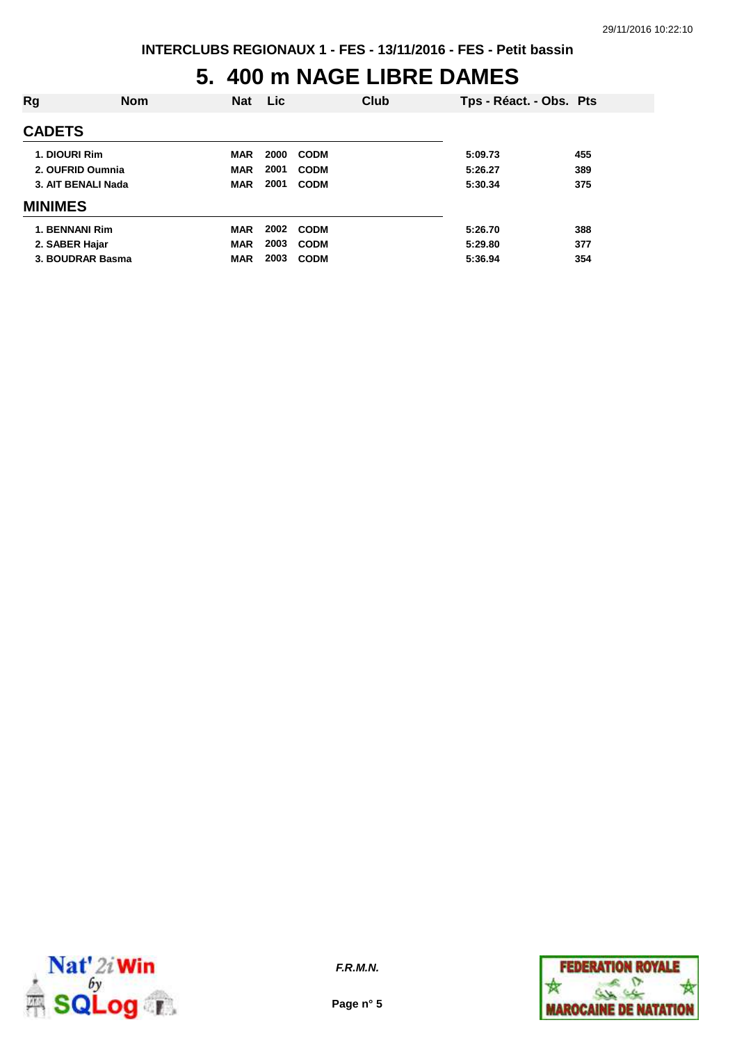# 5. 400 m NAGE LIBRE DAMES

| Rg | Nom | Nat | Lic | Club | Tps - Réact. - Obs. | Pts |
|---|---|---|---|---|---|---|
| **CADETS** | | | | | | |
| 1. | DIOURI Rim | MAR | 2000 | CODM | 5:09.73 | 455 |
| 2. | OUFRID Oumnia | MAR | 2001 | CODM | 5:26.27 | 389 |
| 3. | AIT BENALI Nada | MAR | 2001 | CODM | 5:30.34 | 375 |
| **MINIMES** | | | | | | |
| 1. | BENNANI Rim | MAR | 2002 | CODM | 5:26.70 | 388 |
| 2. | SABER Hajar | MAR | 2003 | CODM | 5:29.80 | 377 |
| 3. | BOUDRAR Basma | MAR | 2003 | CODM | 5:36.94 | 354 |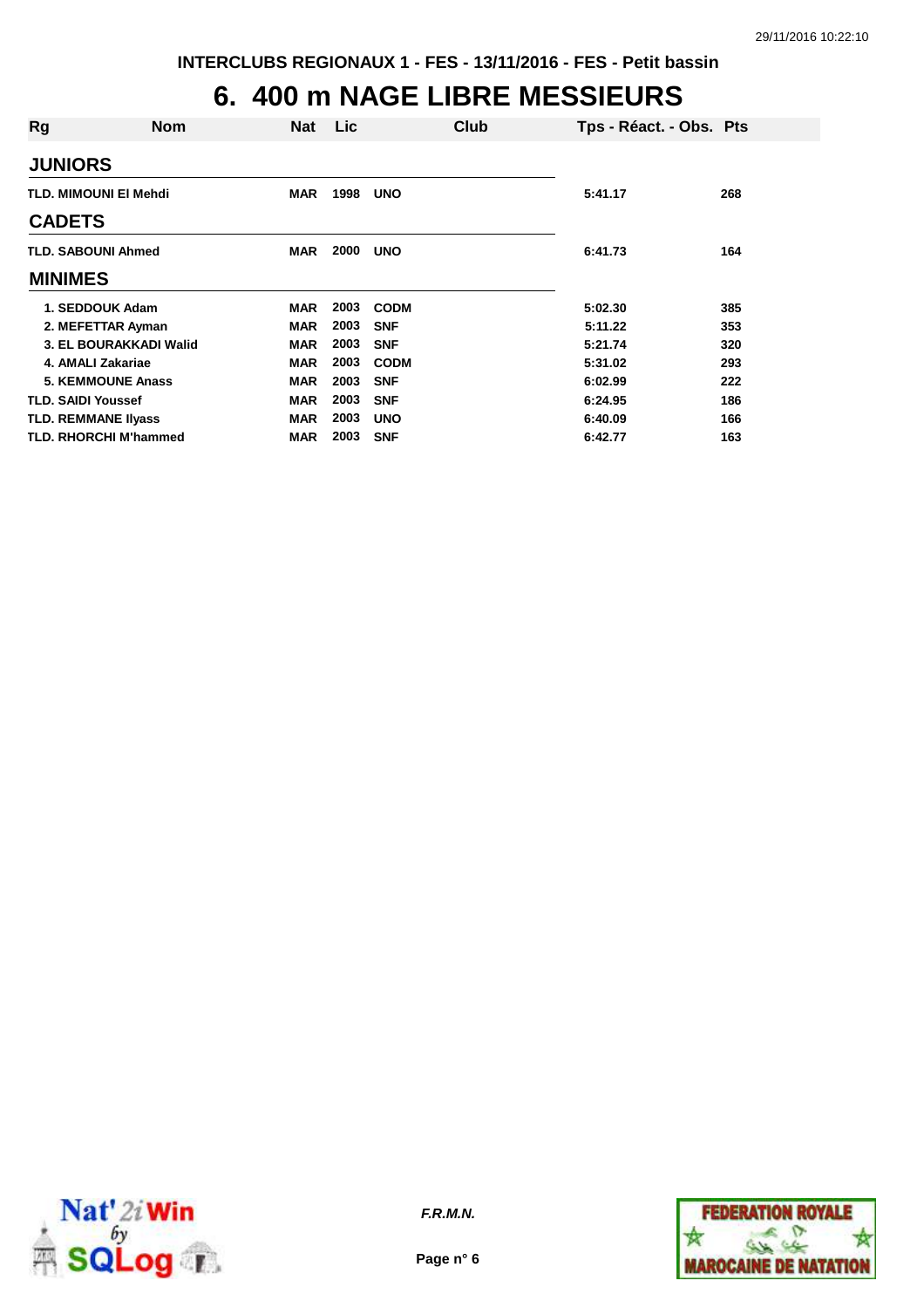INTERCLUBS REGIONAUX 1 - FES - 13/11/2016 - FES - Petit bassin

# 6. 400 m NAGE LIBRE MESSIEURS

| Rg | Nom | Nat | Lic | Club | Tps - Réact. - Obs. | Pts |
|---|---|---|---|---|---|---|
| **JUNIORS** | | | | | | |
| TLD. | MIMOUNI El Mehdi | MAR | 1998 | UNO | 5:41.17 | 268 |
| **CADETS** | | | | | | |
| TLD. | SABOUNI Ahmed | MAR | 2000 | UNO | 6:41.73 | 164 |
| **MINIMES** | | | | | | |
| 1. | SEDDOUK Adam | MAR | 2003 | CODM | 5:02.30 | 385 |
| 2. | MEFETTAR Ayman | MAR | 2003 | SNF | 5:11.22 | 353 |
| 3. | EL BOURAKKADI Walid | MAR | 2003 | SNF | 5:21.74 | 320 |
| 4. | AMALI Zakariae | MAR | 2003 | CODM | 5:31.02 | 293 |
| 5. | KEMMOUNE Anass | MAR | 2003 | SNF | 6:02.99 | 222 |
| TLD. | SAIDI Youssef | MAR | 2003 | SNF | 6:24.95 | 186 |
| TLD. | REMMANE Ilyass | MAR | 2003 | UNO | 6:40.09 | 166 |
| TLD. | RHORCHI M'hammed | MAR | 2003 | SNF | 6:42.77 | 163 |

*F.R.M.N.*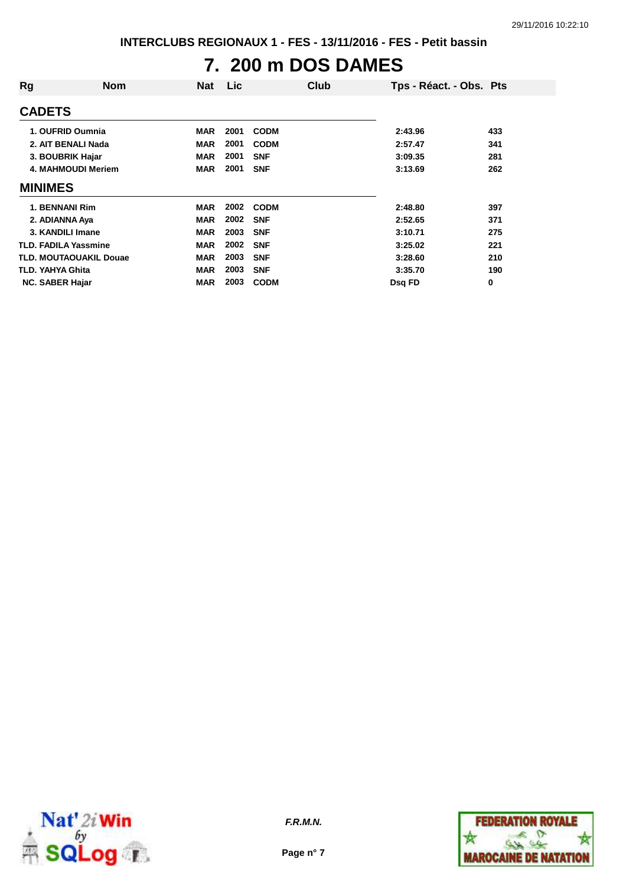# 7. 200 m DOS DAMES

| Rg | Nom | Nat | Lic | Club | Tps - Réact. - Obs. | Pts |
|---|---|---|---|---|---|---|
| **CADETS** | | | | | | |
| 1. | OUFRID Oumnia | MAR | 2001 | CODM | 2:43.96 | 433 |
| 2. | AIT BENALI Nada | MAR | 2001 | CODM | 2:57.47 | 341 |
| 3. | BOUBRIK Hajar | MAR | 2001 | SNF | 3:09.35 | 281 |
| 4. | MAHMOUDI Meriem | MAR | 2001 | SNF | 3:13.69 | 262 |
| **MINIMES** | | | | | | |
| 1. | BENNANI Rim | MAR | 2002 | CODM | 2:48.80 | 397 |
| 2. | ADIANNA Aya | MAR | 2002 | SNF | 2:52.65 | 371 |
| 3. | KANDILI Imane | MAR | 2003 | SNF | 3:10.71 | 275 |
| TLD. | FADILA Yassmine | MAR | 2002 | SNF | 3:25.02 | 221 |
| TLD. | MOUTAOUAKIL Douae | MAR | 2003 | SNF | 3:28.60 | 210 |
| TLD. | YAHYA Ghita | MAR | 2003 | SNF | 3:35.70 | 190 |
| NC. | SABER Hajar | MAR | 2003 | CODM | Dsq FD | 0 |

*F.R.M.N.*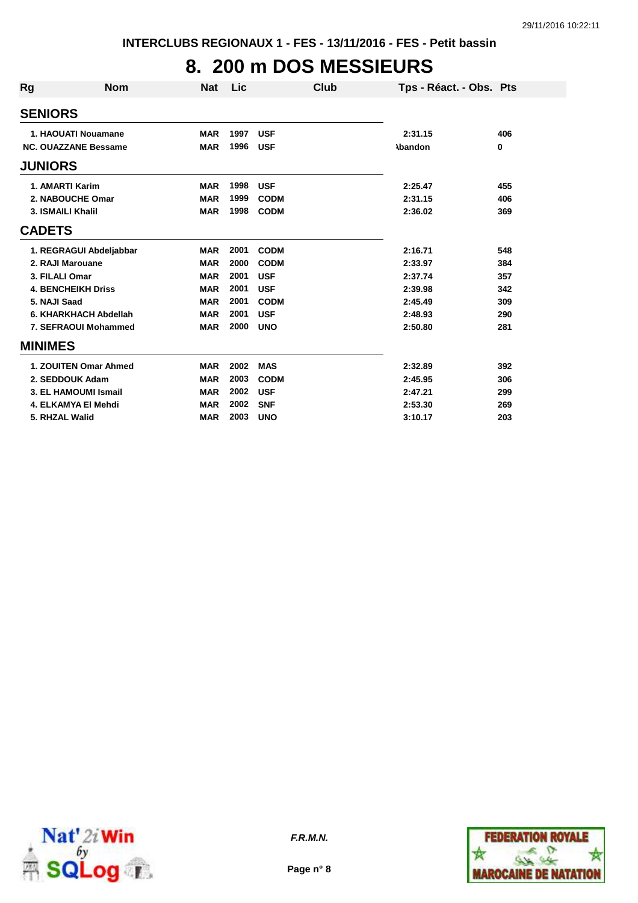INTERCLUBS REGIONAUX 1 - FES - 13/11/2016 - FES - Petit bassin

# 8. 200 m DOS MESSIEURS

| Rg | Nom | Nat | Lic | Club | Tps - Réact. - Obs. | Pts |
|---|---|---|---|---|---|---|
| **SENIORS** | | | | | | |
| 1. | HAOUATI Nouamane | MAR | 1997 | USF | 2:31.15 | 406 |
| NC. | OUAZZANE Bessame | MAR | 1996 | USF | Abandon | 0 |
| **JUNIORS** | | | | | | |
| 1. | AMARTI Karim | MAR | 1998 | USF | 2:25.47 | 455 |
| 2. | NABOUCHE Omar | MAR | 1999 | CODM | 2:31.15 | 406 |
| 3. | ISMAILI Khalil | MAR | 1998 | CODM | 2:36.02 | 369 |
| **CADETS** | | | | | | |
| 1. | REGRAGUI Abdeljabbar | MAR | 2001 | CODM | 2:16.71 | 548 |
| 2. | RAJI Marouane | MAR | 2000 | CODM | 2:33.97 | 384 |
| 3. | FILALI Omar | MAR | 2001 | USF | 2:37.74 | 357 |
| 4. | BENCHEIKH Driss | MAR | 2001 | USF | 2:39.98 | 342 |
| 5. | NAJI Saad | MAR | 2001 | CODM | 2:45.49 | 309 |
| 6. | KHARKHACH Abdellah | MAR | 2001 | USF | 2:48.93 | 290 |
| 7. | SEFRAOUI Mohammed | MAR | 2000 | UNO | 2:50.80 | 281 |
| **MINIMES** | | | | | | |
| 1. | ZOUITEN Omar Ahmed | MAR | 2002 | MAS | 2:32.89 | 392 |
| 2. | SEDDOUK Adam | MAR | 2003 | CODM | 2:45.95 | 306 |
| 3. | EL HAMOUMI Ismail | MAR | 2002 | USF | 2:47.21 | 299 |
| 4. | ELKAMYA El Mehdi | MAR | 2002 | SNF | 2:53.30 | 269 |
| 5. | RHZAL Walid | MAR | 2003 | UNO | 3:10.17 | 203 |

*F.R.M.N.*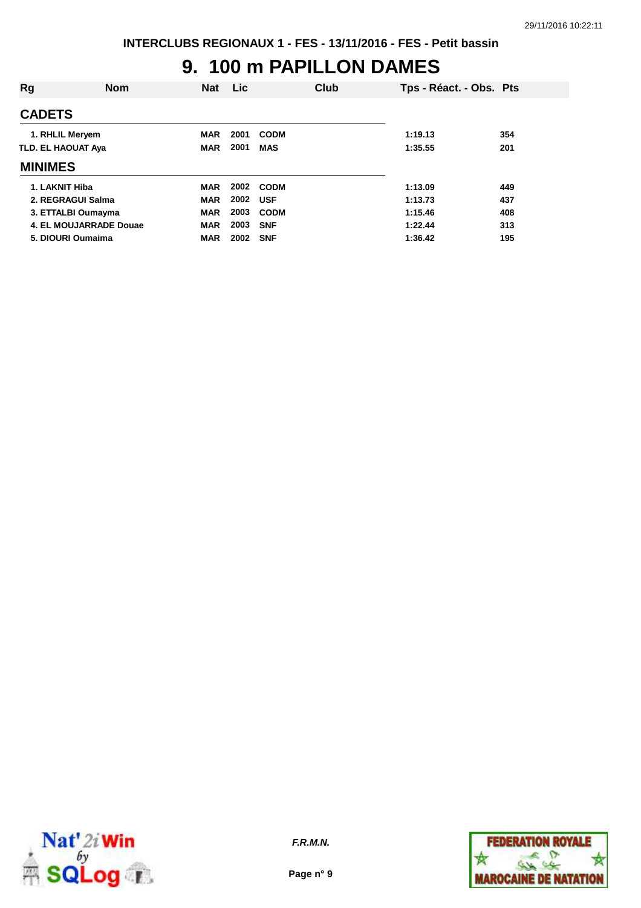INTERCLUBS REGIONAUX 1 - FES - 13/11/2016 - FES - Petit bassin

# 9. 100 m PAPILLON DAMES

| Rg | Nom | Nat | Lic | Club | Tps - Réact. - Obs. | Pts |
|---|---|---|---|---|---|---|
| **CADETS** | | | | | | |
| 1. | RHLIL Meryem | MAR | 2001 | CODM | 1:19.13 | 354 |
| TLD. | EL HAOUAT Aya | MAR | 2001 | MAS | 1:35.55 | 201 |
| **MINIMES** | | | | | | |
| 1. | LAKNIT Hiba | MAR | 2002 | CODM | 1:13.09 | 449 |
| 2. | REGRAGUI Salma | MAR | 2002 | USF | 1:13.73 | 437 |
| 3. | ETTALBI Oumayma | MAR | 2003 | CODM | 1:15.46 | 408 |
| 4. | EL MOUJARRADE Douae | MAR | 2003 | SNF | 1:22.44 | 313 |
| 5. | DIOURI Oumaima | MAR | 2002 | SNF | 1:36.42 | 195 |

*F.R.M.N.*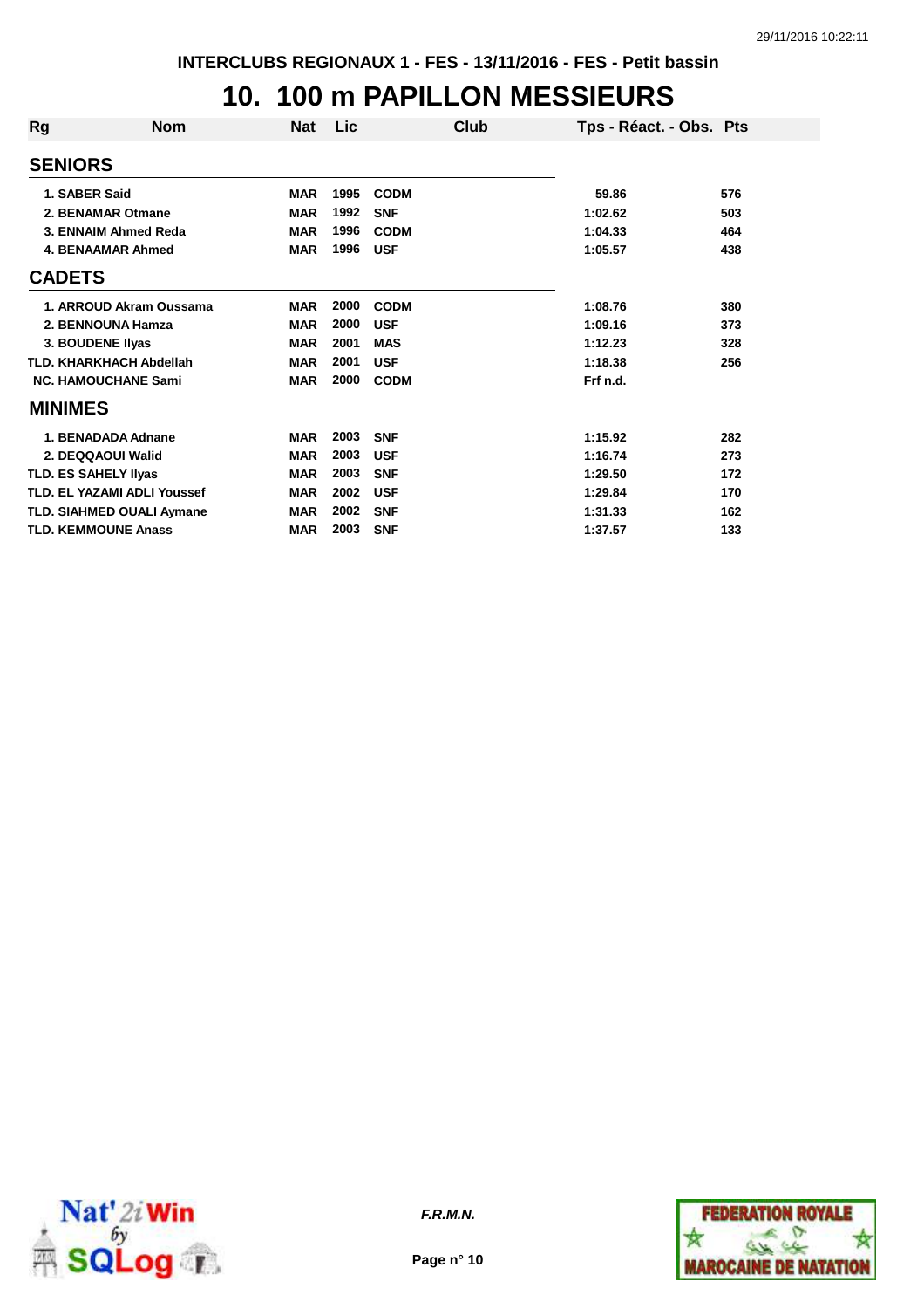INTERCLUBS REGIONAUX 1 - FES - 13/11/2016 - FES - Petit bassin

# 10. 100 m PAPILLON MESSIEURS

| Rg | Nom | Nat | Lic | Club | Tps - Réact. - Obs. | Pts |
|---|---|---|---|---|---|---|
| **SENIORS** | | | | | | |
| 1. | SABER Said | MAR | 1995 | CODM | 59.86 | 576 |
| 2. | BENAMAR Otmane | MAR | 1992 | SNF | 1:02.62 | 503 |
| 3. | ENNAIM Ahmed Reda | MAR | 1996 | CODM | 1:04.33 | 464 |
| 4. | BENAAMAR Ahmed | MAR | 1996 | USF | 1:05.57 | 438 |
| **CADETS** | | | | | | |
| 1. | ARROUD Akram Oussama | MAR | 2000 | CODM | 1:08.76 | 380 |
| 2. | BENNOUNA Hamza | MAR | 2000 | USF | 1:09.16 | 373 |
| 3. | BOUDENE Ilyas | MAR | 2001 | MAS | 1:12.23 | 328 |
| TLD. | KHARKHACH Abdellah | MAR | 2001 | USF | 1:18.38 | 256 |
| NC. | HAMOUCHANE Sami | MAR | 2000 | CODM | Frf n.d. | |
| **MINIMES** | | | | | | |
| 1. | BENADADA Adnane | MAR | 2003 | SNF | 1:15.92 | 282 |
| 2. | DEQQAOUI Walid | MAR | 2003 | USF | 1:16.74 | 273 |
| TLD. | ES SAHELY Ilyas | MAR | 2003 | SNF | 1:29.50 | 172 |
| TLD. | EL YAZAMI ADLI Youssef | MAR | 2002 | USF | 1:29.84 | 170 |
| TLD. | SIAHMED OUALI Aymane | MAR | 2002 | SNF | 1:31.33 | 162 |
| TLD. | KEMMOUNE Anass | MAR | 2003 | SNF | 1:37.57 | 133 |

*F.R.M.N.*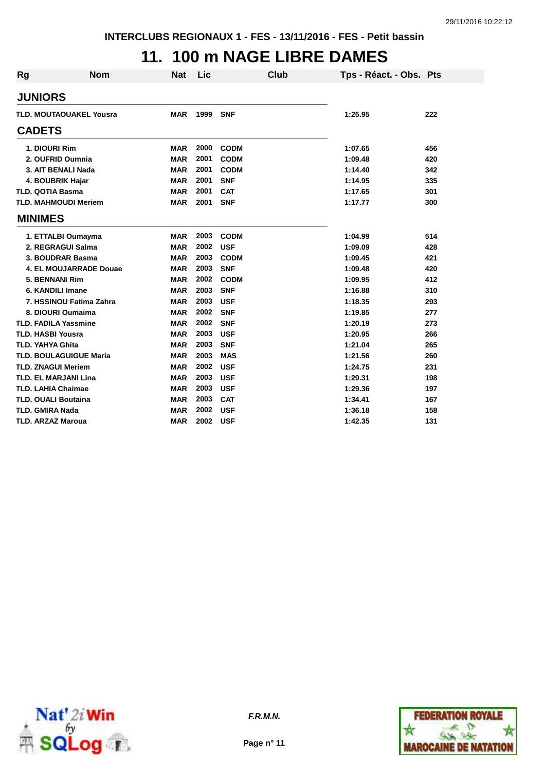INTERCLUBS REGIONAUX 1 - FES - 13/11/2016 - FES - Petit bassin

# 11. 100 m NAGE LIBRE DAMES

| Rg | Nom | Nat | Lic | Club | Tps - Réact. - Obs. | Pts |
|---|---|---|---|---|---|---|
| **JUNIORS** | | | | | | |
| TLD. | MOUTAOUAKEL Yousra | MAR | 1999 | SNF | 1:25.95 | 222 |
| **CADETS** | | | | | | |
| 1. | DIOURI Rim | MAR | 2000 | CODM | 1:07.65 | 456 |
| 2. | OUFRID Oumnia | MAR | 2001 | CODM | 1:09.48 | 420 |
| 3. | AIT BENALI Nada | MAR | 2001 | CODM | 1:14.40 | 342 |
| 4. | BOUBRIK Hajar | MAR | 2001 | SNF | 1:14.95 | 335 |
| TLD. | QOTIA Basma | MAR | 2001 | CAT | 1:17.65 | 301 |
| TLD. | MAHMOUDI Meriem | MAR | 2001 | SNF | 1:17.77 | 300 |
| **MINIMES** | | | | | | |
| 1. | ETTALBI Oumayma | MAR | 2003 | CODM | 1:04.99 | 514 |
| 2. | REGRAGUI Salma | MAR | 2002 | USF | 1:09.09 | 428 |
| 3. | BOUDRAR Basma | MAR | 2003 | CODM | 1:09.45 | 421 |
| 4. | EL MOUJARRADE Douae | MAR | 2003 | SNF | 1:09.48 | 420 |
| 5. | BENNANI Rim | MAR | 2002 | CODM | 1:09.95 | 412 |
| 6. | KANDILI Imane | MAR | 2003 | SNF | 1:16.88 | 310 |
| 7. | HSSINOU Fatima Zahra | MAR | 2003 | USF | 1:18.35 | 293 |
| 8. | DIOURI Oumaima | MAR | 2002 | SNF | 1:19.85 | 277 |
| TLD. | FADILA Yassmine | MAR | 2002 | SNF | 1:20.19 | 273 |
| TLD. | HASBI Yousra | MAR | 2003 | USF | 1:20.95 | 266 |
| TLD. | YAHYA Ghita | MAR | 2003 | SNF | 1:21.04 | 265 |
| TLD. | BOULAGUIGUE Maria | MAR | 2003 | MAS | 1:21.56 | 260 |
| TLD. | ZNAGUI Meriem | MAR | 2002 | USF | 1:24.75 | 231 |
| TLD. | EL MARJANI Lina | MAR | 2003 | USF | 1:29.31 | 198 |
| TLD. | LAHIA Chaimae | MAR | 2003 | USF | 1:29.36 | 197 |
| TLD. | OUALI Boutaina | MAR | 2003 | CAT | 1:34.41 | 167 |
| TLD. | GMIRA Nada | MAR | 2002 | USF | 1:36.18 | 158 |
| TLD. | ARZAZ Maroua | MAR | 2002 | USF | 1:42.35 | 131 |

*F.R.M.N.*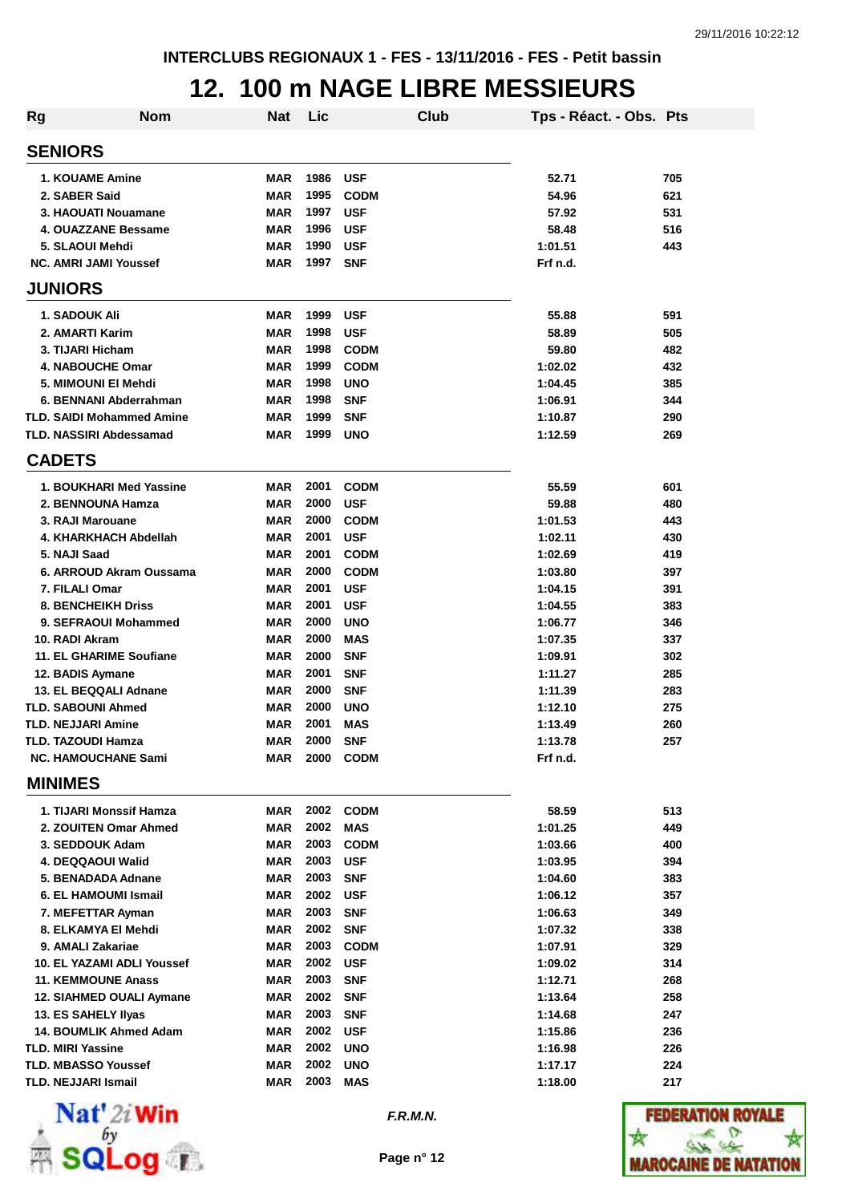INTERCLUBS REGIONAUX 1 - FES - 13/11/2016 - FES - Petit bassin

# 12. 100 m NAGE LIBRE MESSIEURS

| Rg | Nom | Nat | Lic | Club | Tps - Réact. - Obs. | Pts |
|---|---|---|---|---|---|---|
| **SENIORS** | | | | | | |
| 1. | KOUAME Amine | MAR | 1986 | USF | 52.71 | 705 |
| 2. | SABER Said | MAR | 1995 | CODM | 54.96 | 621 |
| 3. | HAOUATI Nouamane | MAR | 1997 | USF | 57.92 | 531 |
| 4. | OUAZZANE Bessame | MAR | 1996 | USF | 58.48 | 516 |
| 5. | SLAOUI Mehdi | MAR | 1990 | USF | 1:01.51 | 443 |
| NC. | AMRI JAMI Youssef | MAR | 1997 | SNF | Frf n.d. | |
| **JUNIORS** | | | | | | |
| 1. | SADOUK Ali | MAR | 1999 | USF | 55.88 | 591 |
| 2. | AMARTI Karim | MAR | 1998 | USF | 58.89 | 505 |
| 3. | TIJARI Hicham | MAR | 1998 | CODM | 59.80 | 482 |
| 4. | NABOUCHE Omar | MAR | 1999 | CODM | 1:02.02 | 432 |
| 5. | MIMOUNI El Mehdi | MAR | 1998 | UNO | 1:04.45 | 385 |
| 6. | BENNANI Abderrahman | MAR | 1998 | SNF | 1:06.91 | 344 |
| TLD. | SAIDI Mohammed Amine | MAR | 1999 | SNF | 1:10.87 | 290 |
| TLD. | NASSIRI Abdessamad | MAR | 1999 | UNO | 1:12.59 | 269 |
| **CADETS** | | | | | | |
| 1. | BOUKHARI Med Yassine | MAR | 2001 | CODM | 55.59 | 601 |
| 2. | BENNOUNA Hamza | MAR | 2000 | USF | 59.88 | 480 |
| 3. | RAJI Marouane | MAR | 2000 | CODM | 1:01.53 | 443 |
| 4. | KHARKHACH Abdellah | MAR | 2001 | USF | 1:02.11 | 430 |
| 5. | NAJI Saad | MAR | 2001 | CODM | 1:02.69 | 419 |
| 6. | ARROUD Akram Oussama | MAR | 2000 | CODM | 1:03.80 | 397 |
| 7. | FILALI Omar | MAR | 2001 | USF | 1:04.15 | 391 |
| 8. | BENCHEIKH Driss | MAR | 2001 | USF | 1:04.55 | 383 |
| 9. | SEFRAOUI Mohammed | MAR | 2000 | UNO | 1:06.77 | 346 |
| 10. | RADI Akram | MAR | 2000 | MAS | 1:07.35 | 337 |
| 11. | EL GHARIME Soufiane | MAR | 2000 | SNF | 1:09.91 | 302 |
| 12. | BADIS Aymane | MAR | 2001 | SNF | 1:11.27 | 285 |
| 13. | EL BEQQALI Adnane | MAR | 2000 | SNF | 1:11.39 | 283 |
| TLD. | SABOUNI Ahmed | MAR | 2000 | UNO | 1:12.10 | 275 |
| TLD. | NEJJARI Amine | MAR | 2001 | MAS | 1:13.49 | 260 |
| TLD. | TAZOUDI Hamza | MAR | 2000 | SNF | 1:13.78 | 257 |
| NC. | HAMOUCHANE Sami | MAR | 2000 | CODM | Frf n.d. | |
| **MINIMES** | | | | | | |
| 1. | TIJARI Monssif Hamza | MAR | 2002 | CODM | 58.59 | 513 |
| 2. | ZOUITEN Omar Ahmed | MAR | 2002 | MAS | 1:01.25 | 449 |
| 3. | SEDDOUK Adam | MAR | 2003 | CODM | 1:03.66 | 400 |
| 4. | DEQQAOUI Walid | MAR | 2003 | USF | 1:03.95 | 394 |
| 5. | BENADADA Adnane | MAR | 2003 | SNF | 1:04.60 | 383 |
| 6. | EL HAMOUMI Ismail | MAR | 2002 | USF | 1:06.12 | 357 |
| 7. | MEFETTAR Ayman | MAR | 2003 | SNF | 1:06.63 | 349 |
| 8. | ELKAMYA El Mehdi | MAR | 2002 | SNF | 1:07.32 | 338 |
| 9. | AMALI Zakariae | MAR | 2003 | CODM | 1:07.91 | 329 |
| 10. | EL YAZAMI ADLI Youssef | MAR | 2002 | USF | 1:09.02 | 314 |
| 11. | KEMMOUNE Anass | MAR | 2003 | SNF | 1:12.71 | 268 |
| 12. | SIAHMED OUALI Aymane | MAR | 2002 | SNF | 1:13.64 | 258 |
| 13. | ES SAHELY Ilyas | MAR | 2003 | SNF | 1:14.68 | 247 |
| 14. | BOUMLIK Ahmed Adam | MAR | 2002 | USF | 1:15.86 | 236 |
| TLD. | MIRI Yassine | MAR | 2002 | UNO | 1:16.98 | 226 |
| TLD. | MBASSO Youssef | MAR | 2002 | UNO | 1:17.17 | 224 |
| TLD. | NEJJARI Ismail | MAR | 2003 | MAS | 1:18.00 | 217 |

*F.R.M.N.*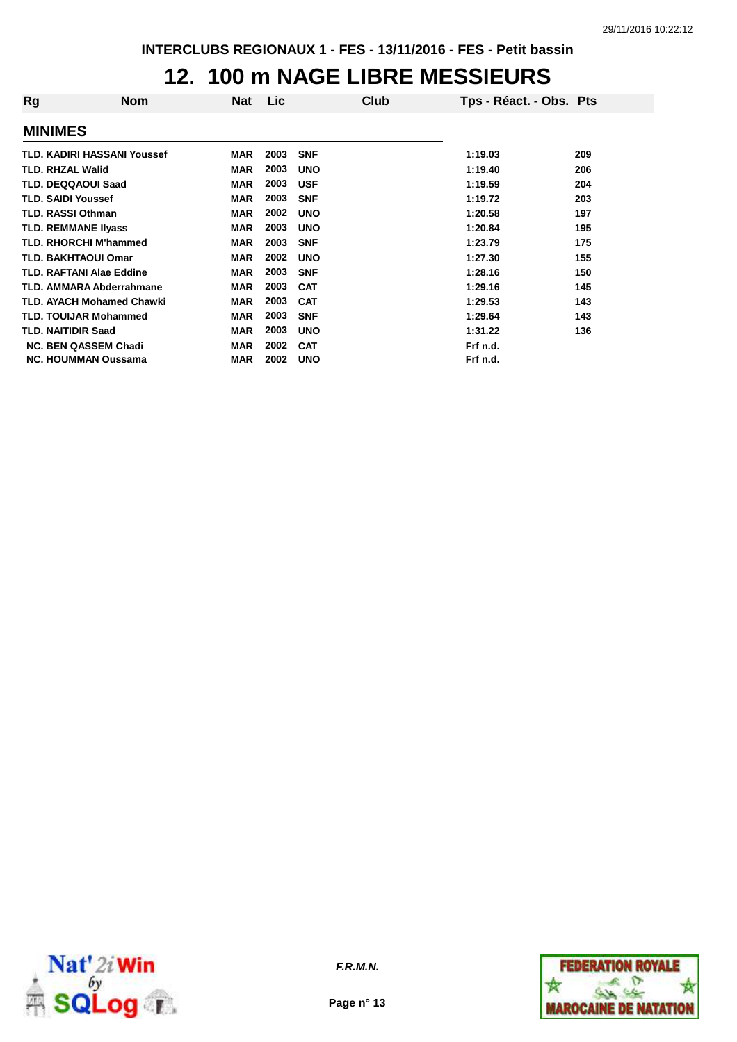INTERCLUBS REGIONAUX 1 - FES - 13/11/2016 - FES - Petit bassin

# 12. 100 m NAGE LIBRE MESSIEURS

## MINIMES

| Rg | Nom | Nat | Lic | Club | Tps - Réact. - Obs. | Pts |
|---|---|---|---|---|---|---|
| TLD. | KADIRI HASSANI Youssef | MAR | 2003 | SNF | 1:19.03 | 209 |
| TLD. | RHZAL Walid | MAR | 2003 | UNO | 1:19.40 | 206 |
| TLD. | DEQQAOUI Saad | MAR | 2003 | USF | 1:19.59 | 204 |
| TLD. | SAIDI Youssef | MAR | 2003 | SNF | 1:19.72 | 203 |
| TLD. | RASSI Othman | MAR | 2002 | UNO | 1:20.58 | 197 |
| TLD. | REMMANE Ilyass | MAR | 2003 | UNO | 1:20.84 | 195 |
| TLD. | RHORCHI M'hammed | MAR | 2003 | SNF | 1:23.79 | 175 |
| TLD. | BAKHTAOUI Omar | MAR | 2002 | UNO | 1:27.30 | 155 |
| TLD. | RAFTANI Alae Eddine | MAR | 2003 | SNF | 1:28.16 | 150 |
| TLD. | AMMARA Abderrahmane | MAR | 2003 | CAT | 1:29.16 | 145 |
| TLD. | AYACH Mohamed Chawki | MAR | 2003 | CAT | 1:29.53 | 143 |
| TLD. | TOUIJAR Mohammed | MAR | 2003 | SNF | 1:29.64 | 143 |
| TLD. | NAITIDIR Saad | MAR | 2003 | UNO | 1:31.22 | 136 |
| NC. | BEN QASSEM Chadi | MAR | 2002 | CAT | Frf n.d. | |
| NC. | HOUMMAN Oussama | MAR | 2002 | UNO | Frf n.d. | |

*F.R.M.N.*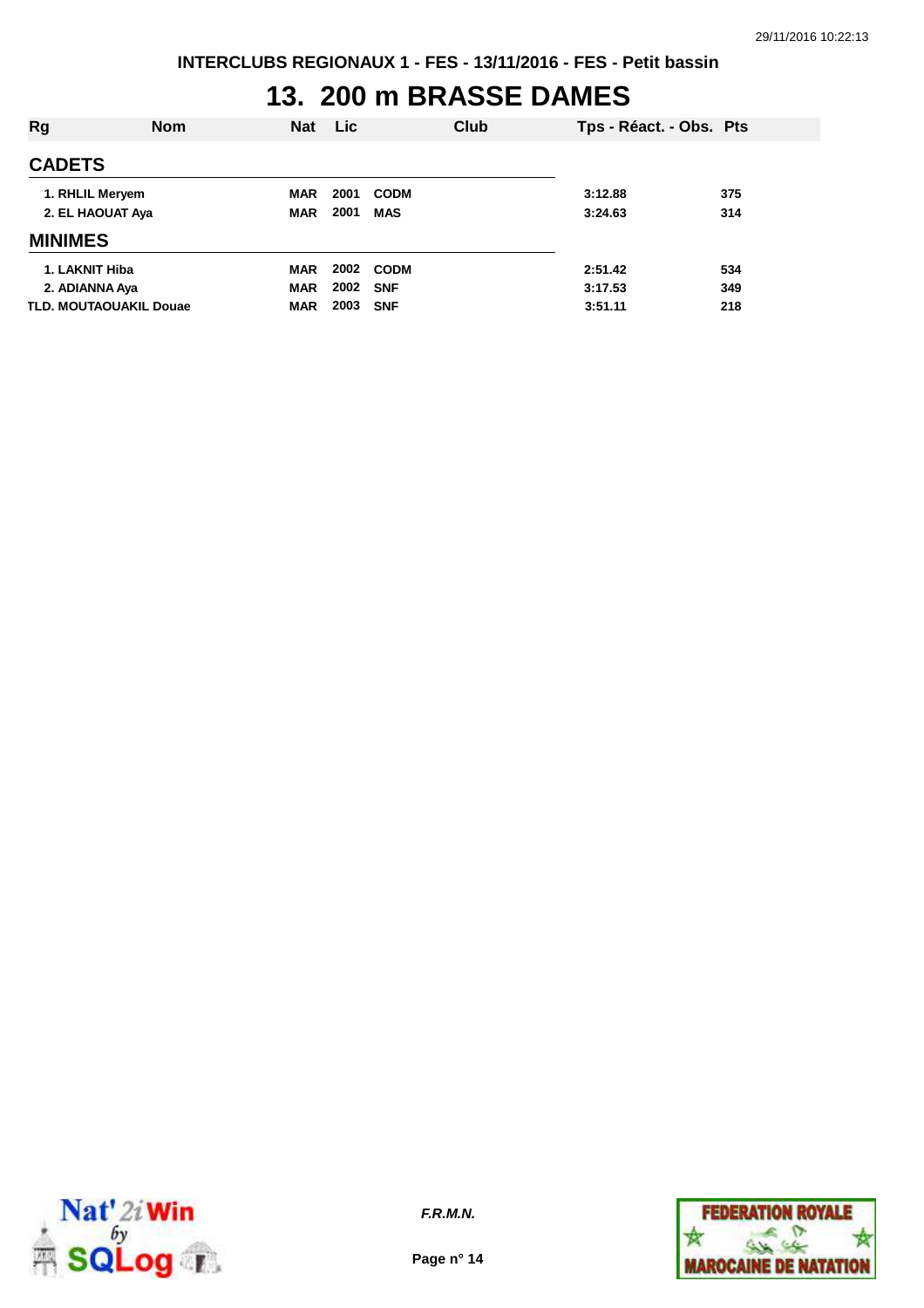INTERCLUBS REGIONAUX 1 - FES - 13/11/2016 - FES - Petit bassin

# 13. 200 m BRASSE DAMES

| Rg | Nom | Nat | Lic | Club | Tps - Réact. - Obs. | Pts |
|---|---|---|---|---|---|---|
| **CADETS** | | | | | | |
| 1. | RHLIL Meryem | MAR | 2001 | CODM | 3:12.88 | 375 |
| 2. | EL HAOUAT Aya | MAR | 2001 | MAS | 3:24.63 | 314 |
| **MINIMES** | | | | | | |
| 1. | LAKNIT Hiba | MAR | 2002 | CODM | 2:51.42 | 534 |
| 2. | ADIANNA Aya | MAR | 2002 | SNF | 3:17.53 | 349 |
| TLD. | MOUTAOUAKIL Douae | MAR | 2003 | SNF | 3:51.11 | 218 |

*F.R.M.N.*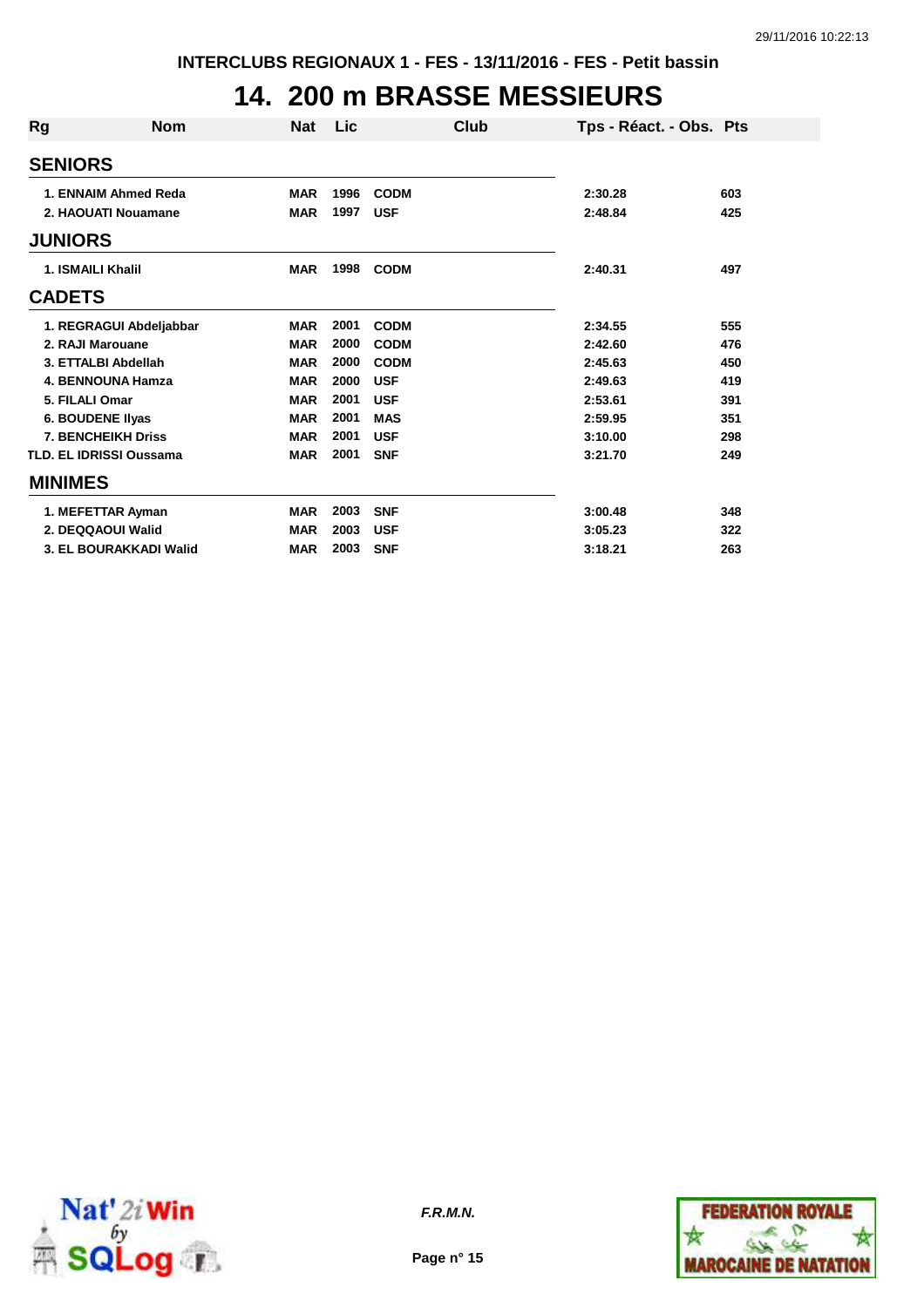INTERCLUBS REGIONAUX 1 - FES - 13/11/2016 - FES - Petit bassin

# 14. 200 m BRASSE MESSIEURS

| Rg | Nom | Nat | Lic | Club | Tps - Réact. - Obs. | Pts |
|---|---|---|---|---|---|---|
| **SENIORS** | | | | | | |
| 1. | ENNAIM Ahmed Reda | MAR | 1996 | CODM | 2:30.28 | 603 |
| 2. | HAOUATI Nouamane | MAR | 1997 | USF | 2:48.84 | 425 |
| **JUNIORS** | | | | | | |
| 1. | ISMAILI Khalil | MAR | 1998 | CODM | 2:40.31 | 497 |
| **CADETS** | | | | | | |
| 1. | REGRAGUI Abdeljabbar | MAR | 2001 | CODM | 2:34.55 | 555 |
| 2. | RAJI Marouane | MAR | 2000 | CODM | 2:42.60 | 476 |
| 3. | ETTALBI Abdellah | MAR | 2000 | CODM | 2:45.63 | 450 |
| 4. | BENNOUNA Hamza | MAR | 2000 | USF | 2:49.63 | 419 |
| 5. | FILALI Omar | MAR | 2001 | USF | 2:53.61 | 391 |
| 6. | BOUDENE Ilyas | MAR | 2001 | MAS | 2:59.95 | 351 |
| 7. | BENCHEIKH Driss | MAR | 2001 | USF | 3:10.00 | 298 |
| TLD. | EL IDRISSI Oussama | MAR | 2001 | SNF | 3:21.70 | 249 |
| **MINIMES** | | | | | | |
| 1. | MEFETTAR Ayman | MAR | 2003 | SNF | 3:00.48 | 348 |
| 2. | DEQQAOUI Walid | MAR | 2003 | USF | 3:05.23 | 322 |
| 3. | EL BOURAKKADI Walid | MAR | 2003 | SNF | 3:18.21 | 263 |

*F.R.M.N.*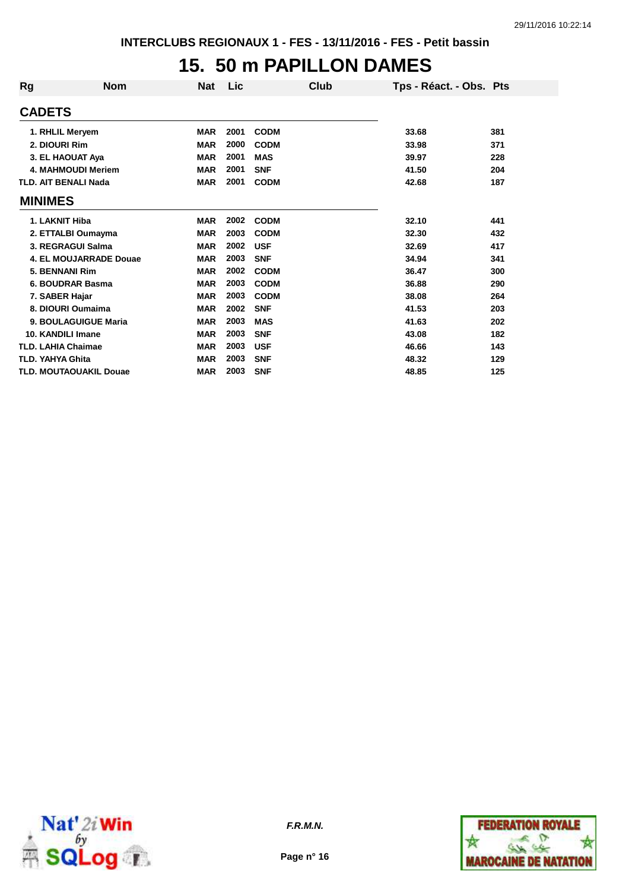INTERCLUBS REGIONAUX 1 - FES - 13/11/2016 - FES - Petit bassin

# 15. 50 m PAPILLON DAMES

| Rg | Nom | Nat | Lic | Club | Tps - Réact. - Obs. | Pts |
|---|---|---|---|---|---|---|
| **CADETS** | | | | | | |
| 1. | RHLIL Meryem | MAR | 2001 | CODM | 33.68 | 381 |
| 2. | DIOURI Rim | MAR | 2000 | CODM | 33.98 | 371 |
| 3. | EL HAOUAT Aya | MAR | 2001 | MAS | 39.97 | 228 |
| 4. | MAHMOUDI Meriem | MAR | 2001 | SNF | 41.50 | 204 |
| TLD. | AIT BENALI Nada | MAR | 2001 | CODM | 42.68 | 187 |
| **MINIMES** | | | | | | |
| 1. | LAKNIT Hiba | MAR | 2002 | CODM | 32.10 | 441 |
| 2. | ETTALBI Oumayma | MAR | 2003 | CODM | 32.30 | 432 |
| 3. | REGRAGUI Salma | MAR | 2002 | USF | 32.69 | 417 |
| 4. | EL MOUJARRADE Douae | MAR | 2003 | SNF | 34.94 | 341 |
| 5. | BENNANI Rim | MAR | 2002 | CODM | 36.47 | 300 |
| 6. | BOUDRAR Basma | MAR | 2003 | CODM | 36.88 | 290 |
| 7. | SABER Hajar | MAR | 2003 | CODM | 38.08 | 264 |
| 8. | DIOURI Oumaima | MAR | 2002 | SNF | 41.53 | 203 |
| 9. | BOULAGUIGUE Maria | MAR | 2003 | MAS | 41.63 | 202 |
| 10. | KANDILI Imane | MAR | 2003 | SNF | 43.08 | 182 |
| TLD. | LAHIA Chaimae | MAR | 2003 | USF | 46.66 | 143 |
| TLD. | YAHYA Ghita | MAR | 2003 | SNF | 48.32 | 129 |
| TLD. | MOUTAOUAKIL Douae | MAR | 2003 | SNF | 48.85 | 125 |

*F.R.M.N.*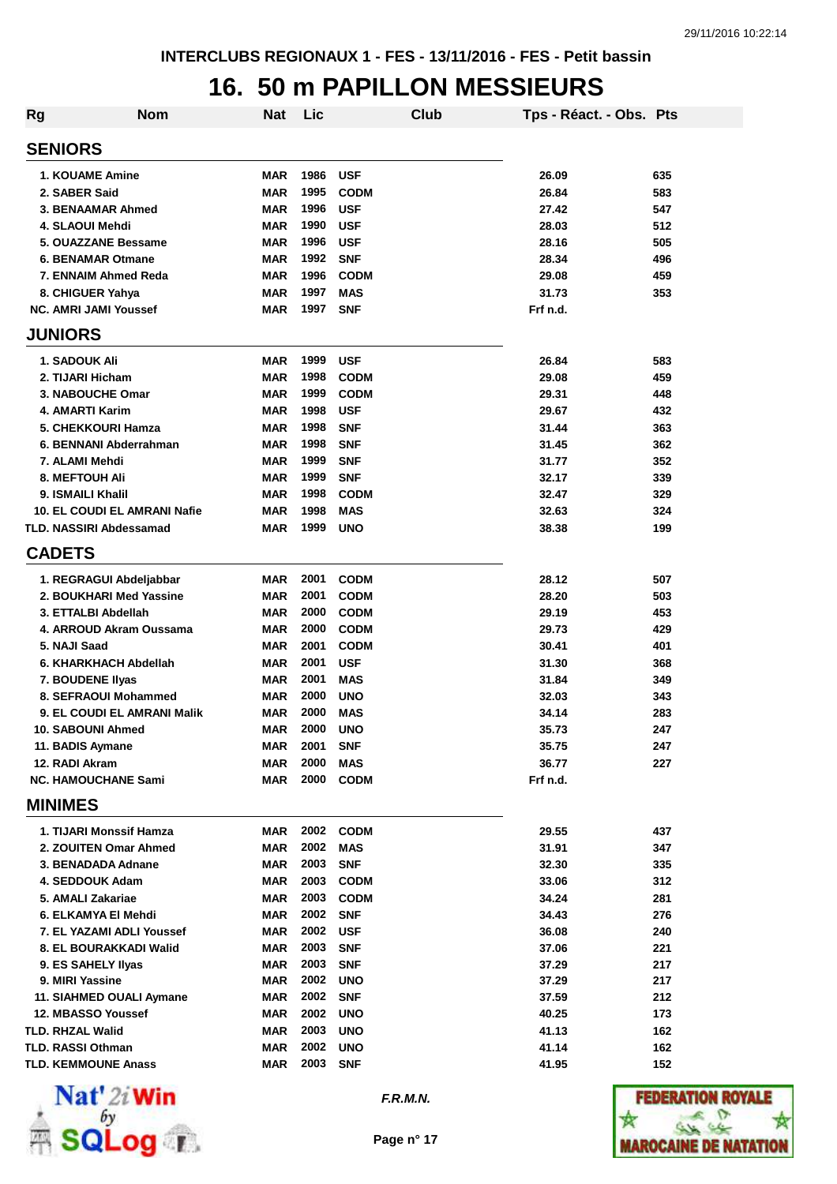INTERCLUBS REGIONAUX 1 - FES - 13/11/2016 - FES - Petit bassin

# 16. 50 m PAPILLON MESSIEURS

| Rg | Nom | Nat | Lic | Club | Tps - Réact. - Obs. | Pts |
|---|---|---|---|---|---|---|
| **SENIORS** | | | | | | |
| 1. | KOUAME Amine | MAR | 1986 | USF | 26.09 | 635 |
| 2. | SABER Said | MAR | 1995 | CODM | 26.84 | 583 |
| 3. | BENAAMAR Ahmed | MAR | 1996 | USF | 27.42 | 547 |
| 4. | SLAOUI Mehdi | MAR | 1990 | USF | 28.03 | 512 |
| 5. | OUAZZANE Bessame | MAR | 1996 | USF | 28.16 | 505 |
| 6. | BENAMAR Otmane | MAR | 1992 | SNF | 28.34 | 496 |
| 7. | ENNAIM Ahmed Reda | MAR | 1996 | CODM | 29.08 | 459 |
| 8. | CHIGUER Yahya | MAR | 1997 | MAS | 31.73 | 353 |
| NC. | AMRI JAMI Youssef | MAR | 1997 | SNF | Frf n.d. | |
| **JUNIORS** | | | | | | |
| 1. | SADOUK Ali | MAR | 1999 | USF | 26.84 | 583 |
| 2. | TIJARI Hicham | MAR | 1998 | CODM | 29.08 | 459 |
| 3. | NABOUCHE Omar | MAR | 1999 | CODM | 29.31 | 448 |
| 4. | AMARTI Karim | MAR | 1998 | USF | 29.67 | 432 |
| 5. | CHEKKOURI Hamza | MAR | 1998 | SNF | 31.44 | 363 |
| 6. | BENNANI Abderrahman | MAR | 1998 | SNF | 31.45 | 362 |
| 7. | ALAMI Mehdi | MAR | 1999 | SNF | 31.77 | 352 |
| 8. | MEFTOUH Ali | MAR | 1999 | SNF | 32.17 | 339 |
| 9. | ISMAILI Khalil | MAR | 1998 | CODM | 32.47 | 329 |
| 10. | EL COUDI EL AMRANI Nafie | MAR | 1998 | MAS | 32.63 | 324 |
| TLD. | NASSIRI Abdessamad | MAR | 1999 | UNO | 38.38 | 199 |
| **CADETS** | | | | | | |
| 1. | REGRAGUI Abdeljabbar | MAR | 2001 | CODM | 28.12 | 507 |
| 2. | BOUKHARI Med Yassine | MAR | 2001 | CODM | 28.20 | 503 |
| 3. | ETTALBI Abdellah | MAR | 2000 | CODM | 29.19 | 453 |
| 4. | ARROUD Akram Oussama | MAR | 2000 | CODM | 29.73 | 429 |
| 5. | NAJI Saad | MAR | 2001 | CODM | 30.41 | 401 |
| 6. | KHARKHACH Abdellah | MAR | 2001 | USF | 31.30 | 368 |
| 7. | BOUDENE Ilyas | MAR | 2001 | MAS | 31.84 | 349 |
| 8. | SEFRAOUI Mohammed | MAR | 2000 | UNO | 32.03 | 343 |
| 9. | EL COUDI EL AMRANI Malik | MAR | 2000 | MAS | 34.14 | 283 |
| 10. | SABOUNI Ahmed | MAR | 2000 | UNO | 35.73 | 247 |
| 11. | BADIS Aymane | MAR | 2001 | SNF | 35.75 | 247 |
| 12. | RADI Akram | MAR | 2000 | MAS | 36.77 | 227 |
| NC. | HAMOUCHANE Sami | MAR | 2000 | CODM | Frf n.d. | |
| **MINIMES** | | | | | | |
| 1. | TIJARI Monssif Hamza | MAR | 2002 | CODM | 29.55 | 437 |
| 2. | ZOUITEN Omar Ahmed | MAR | 2002 | MAS | 31.91 | 347 |
| 3. | BENADADA Adnane | MAR | 2003 | SNF | 32.30 | 335 |
| 4. | SEDDOUK Adam | MAR | 2003 | CODM | 33.06 | 312 |
| 5. | AMALI Zakariae | MAR | 2003 | CODM | 34.24 | 281 |
| 6. | ELKAMYA El Mehdi | MAR | 2002 | SNF | 34.43 | 276 |
| 7. | EL YAZAMI ADLI Youssef | MAR | 2002 | USF | 36.08 | 240 |
| 8. | EL BOURAKKADI Walid | MAR | 2003 | SNF | 37.06 | 221 |
| 9. | ES SAHELY Ilyas | MAR | 2003 | SNF | 37.29 | 217 |
| 9. | MIRI Yassine | MAR | 2002 | UNO | 37.29 | 217 |
| 11. | SIAHMED OUALI Aymane | MAR | 2002 | SNF | 37.59 | 212 |
| 12. | MBASSO Youssef | MAR | 2002 | UNO | 40.25 | 173 |
| TLD. | RHZAL Walid | MAR | 2003 | UNO | 41.13 | 162 |
| TLD. | RASSI Othman | MAR | 2002 | UNO | 41.14 | 162 |
| TLD. | KEMMOUNE Anass | MAR | 2003 | SNF | 41.95 | 152 |

*F.R.M.N.*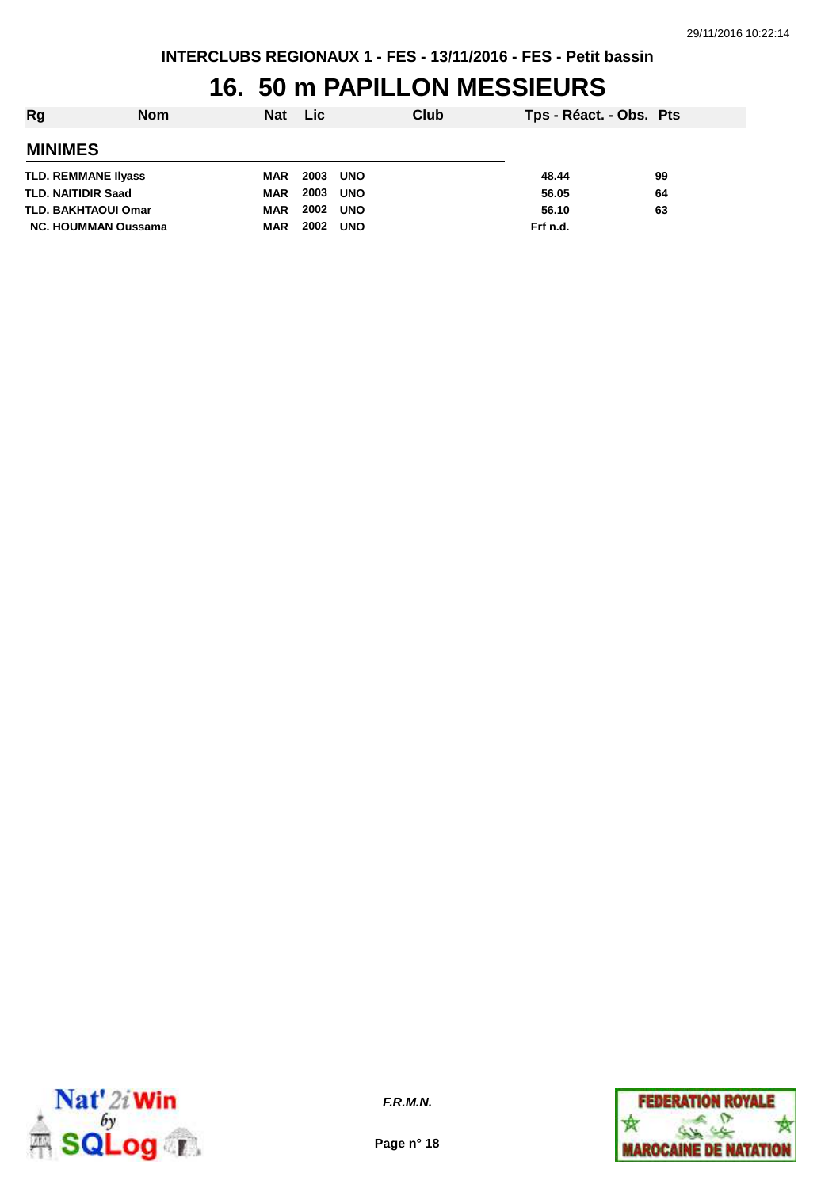INTERCLUBS REGIONAUX 1 - FES - 13/11/2016 - FES - Petit bassin

# 16. 50 m PAPILLON MESSIEURS

| Rg | Nom | Nat | Lic | Club | Tps - Réact. - Obs. | Pts |
|---|---|---|---|---|---|---|
| **MINIMES** | | | | | | |
| TLD. | REMMANE Ilyass | MAR | 2003 | UNO | 48.44 | 99 |
| TLD. | NAITIDIR Saad | MAR | 2003 | UNO | 56.05 | 64 |
| TLD. | BAKHTAOUI Omar | MAR | 2002 | UNO | 56.10 | 63 |
| NC. | HOUMMAN Oussama | MAR | 2002 | UNO | Frf n.d. | |

*F.R.M.N.*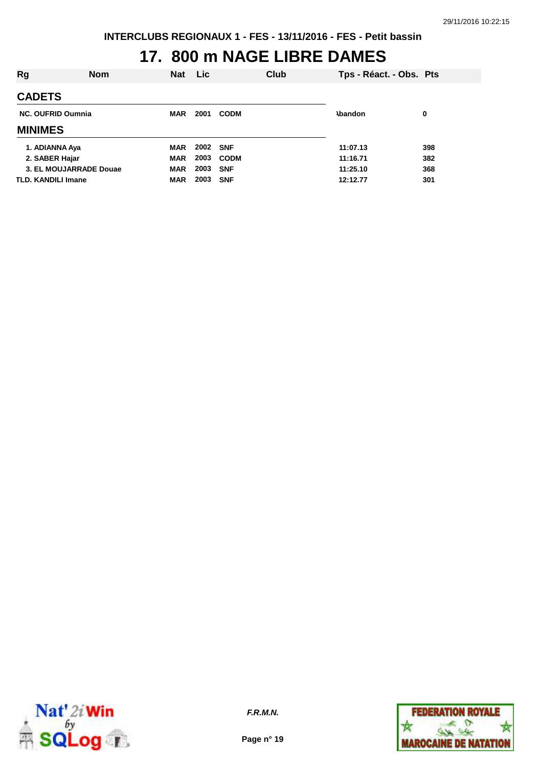INTERCLUBS REGIONAUX 1 - FES - 13/11/2016 - FES - Petit bassin

# 17. 800 m NAGE LIBRE DAMES

| Rg | Nom | Nat | Lic | Club | Tps - Réact. - Obs. | Pts |
|---|---|---|---|---|---|---|
| **CADETS** | | | | | | |
| NC. | OUFRID Oumnia | MAR | 2001 | CODM | Abandon | 0 |
| **MINIMES** | | | | | | |
| 1. | ADIANNA Aya | MAR | 2002 | SNF | 11:07.13 | 398 |
| 2. | SABER Hajar | MAR | 2003 | CODM | 11:16.71 | 382 |
| 3. | EL MOUJARRADE Douae | MAR | 2003 | SNF | 11:25.10 | 368 |
| TLD. | KANDILI Imane | MAR | 2003 | SNF | 12:12.77 | 301 |

*F.R.M.N.*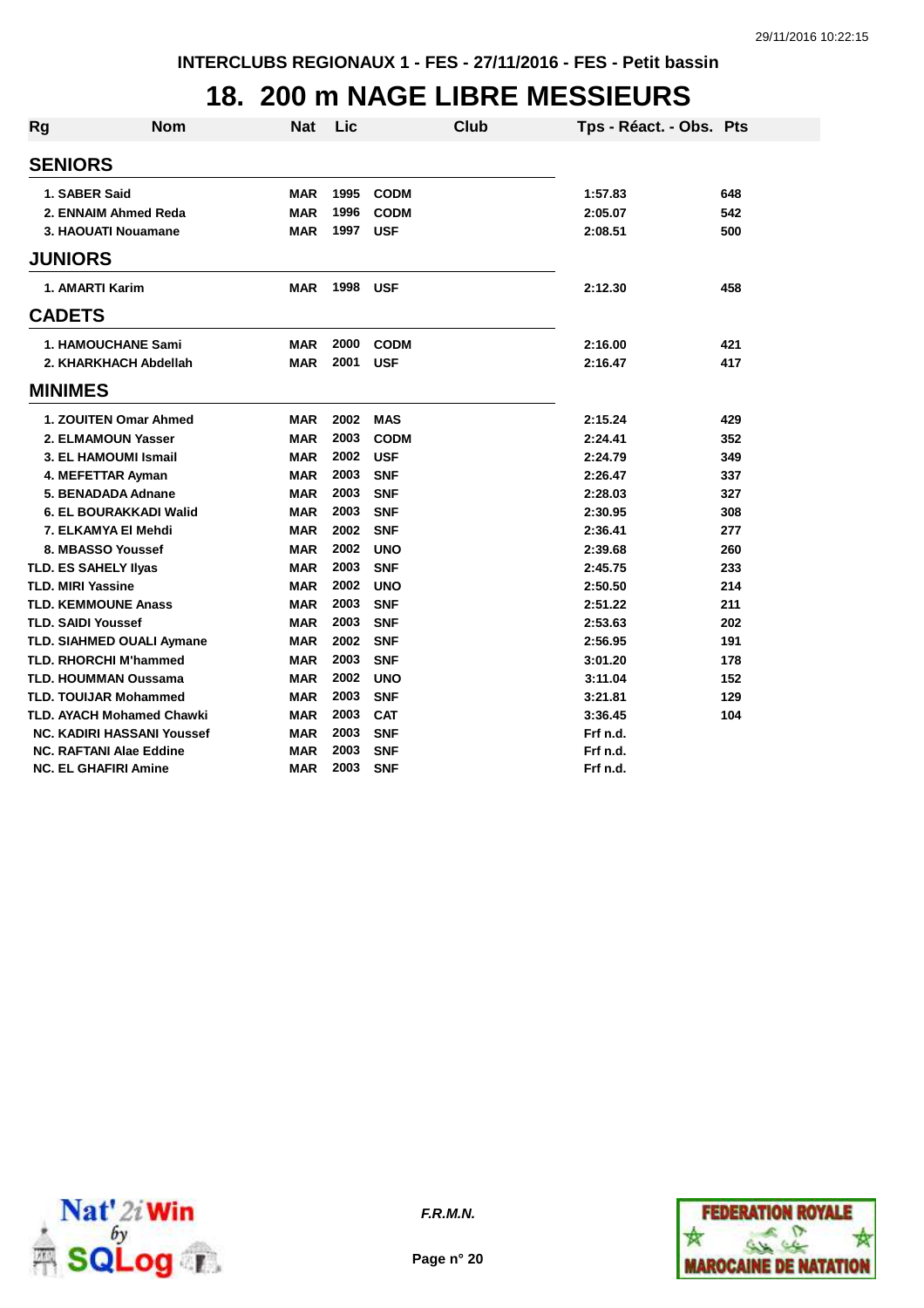INTERCLUBS REGIONAUX 1 - FES - 27/11/2016 - FES - Petit bassin

# 18. 200 m NAGE LIBRE MESSIEURS

| Rg | Nom | Nat | Lic | Club | Tps - Réact. - Obs. | Pts |
|---|---|---|---|---|---|---|
| **SENIORS** | | | | | | |
| 1. | SABER Said | MAR | 1995 | CODM | 1:57.83 | 648 |
| 2. | ENNAIM Ahmed Reda | MAR | 1996 | CODM | 2:05.07 | 542 |
| 3. | HAOUATI Nouamane | MAR | 1997 | USF | 2:08.51 | 500 |
| **JUNIORS** | | | | | | |
| 1. | AMARTI Karim | MAR | 1998 | USF | 2:12.30 | 458 |
| **CADETS** | | | | | | |
| 1. | HAMOUCHANE Sami | MAR | 2000 | CODM | 2:16.00 | 421 |
| 2. | KHARKHACH Abdellah | MAR | 2001 | USF | 2:16.47 | 417 |
| **MINIMES** | | | | | | |
| 1. | ZOUITEN Omar Ahmed | MAR | 2002 | MAS | 2:15.24 | 429 |
| 2. | ELMAMOUN Yasser | MAR | 2003 | CODM | 2:24.41 | 352 |
| 3. | EL HAMOUMI Ismail | MAR | 2002 | USF | 2:24.79 | 349 |
| 4. | MEFETTAR Ayman | MAR | 2003 | SNF | 2:26.47 | 337 |
| 5. | BENADADA Adnane | MAR | 2003 | SNF | 2:28.03 | 327 |
| 6. | EL BOURAKKADI Walid | MAR | 2003 | SNF | 2:30.95 | 308 |
| 7. | ELKAMYA El Mehdi | MAR | 2002 | SNF | 2:36.41 | 277 |
| 8. | MBASSO Youssef | MAR | 2002 | UNO | 2:39.68 | 260 |
| TLD. | ES SAHELY Ilyas | MAR | 2003 | SNF | 2:45.75 | 233 |
| TLD. | MIRI Yassine | MAR | 2002 | UNO | 2:50.50 | 214 |
| TLD. | KEMMOUNE Anass | MAR | 2003 | SNF | 2:51.22 | 211 |
| TLD. | SAIDI Youssef | MAR | 2003 | SNF | 2:53.63 | 202 |
| TLD. | SIAHMED OUALI Aymane | MAR | 2002 | SNF | 2:56.95 | 191 |
| TLD. | RHORCHI M'hammed | MAR | 2003 | SNF | 3:01.20 | 178 |
| TLD. | HOUMMAN Oussama | MAR | 2002 | UNO | 3:11.04 | 152 |
| TLD. | TOUIJAR Mohammed | MAR | 2003 | SNF | 3:21.81 | 129 |
| TLD. | AYACH Mohamed Chawki | MAR | 2003 | CAT | 3:36.45 | 104 |
| NC. | KADIRI HASSANI Youssef | MAR | 2003 | SNF | Frf n.d. | |
| NC. | RAFTANI Alae Eddine | MAR | 2003 | SNF | Frf n.d. | |
| NC. | EL GHAFIRI Amine | MAR | 2003 | SNF | Frf n.d. | |

*F.R.M.N.*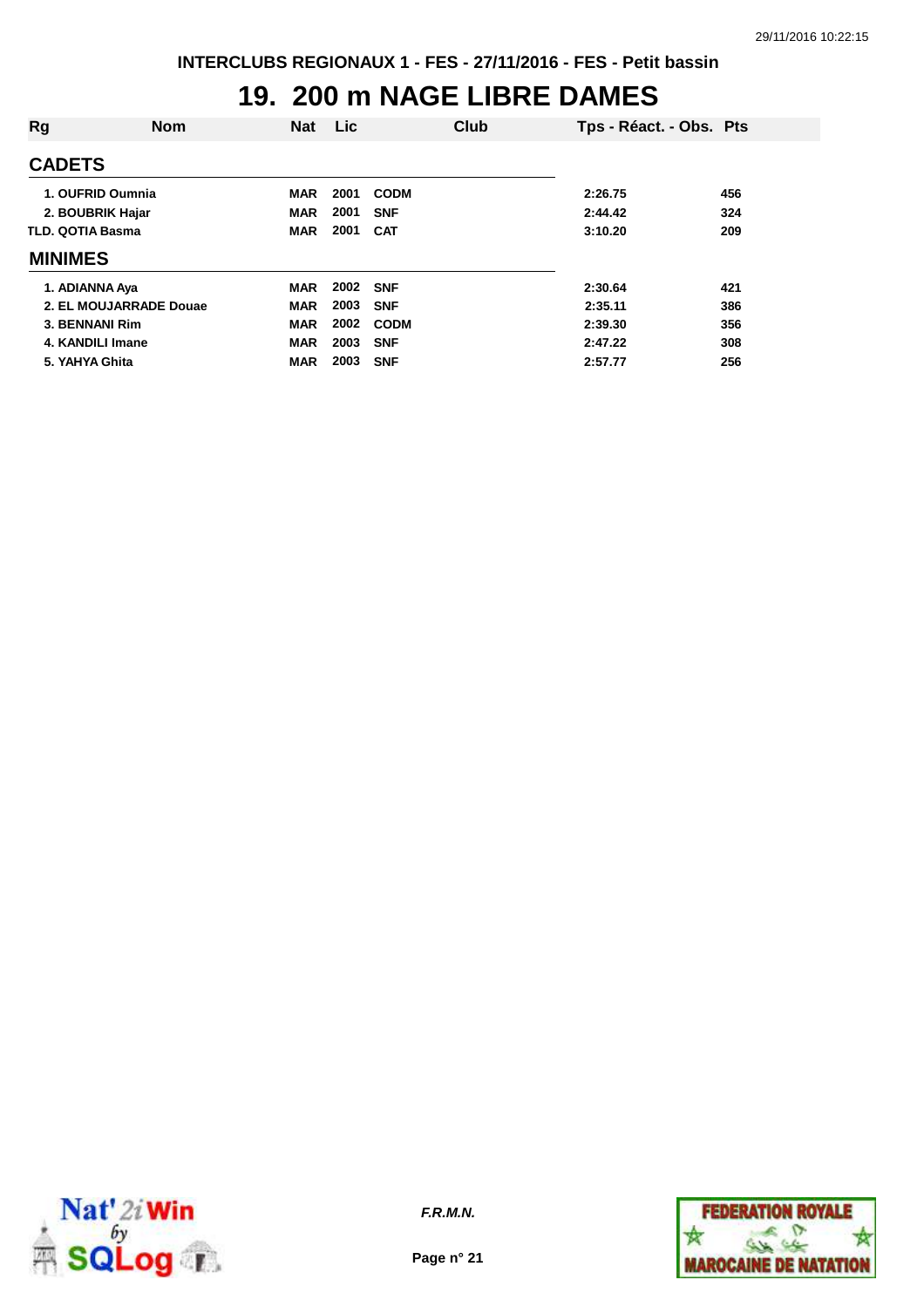INTERCLUBS REGIONAUX 1 - FES - 27/11/2016 - FES - Petit bassin

# 19. 200 m NAGE LIBRE DAMES

| Rg | Nom | Nat | Lic | Club | Tps - Réact. - Obs. | Pts |
|---|---|---|---|---|---|---|
| **CADETS** | | | | | | |
| 1. | OUFRID Oumnia | MAR | 2001 | CODM | 2:26.75 | 456 |
| 2. | BOUBRIK Hajar | MAR | 2001 | SNF | 2:44.42 | 324 |
| TLD. | QOTIA Basma | MAR | 2001 | CAT | 3:10.20 | 209 |
| **MINIMES** | | | | | | |
| 1. | ADIANNA Aya | MAR | 2002 | SNF | 2:30.64 | 421 |
| 2. | EL MOUJARRADE Douae | MAR | 2003 | SNF | 2:35.11 | 386 |
| 3. | BENNANI Rim | MAR | 2002 | CODM | 2:39.30 | 356 |
| 4. | KANDILI Imane | MAR | 2003 | SNF | 2:47.22 | 308 |
| 5. | YAHYA Ghita | MAR | 2003 | SNF | 2:57.77 | 256 |

*F.R.M.N.*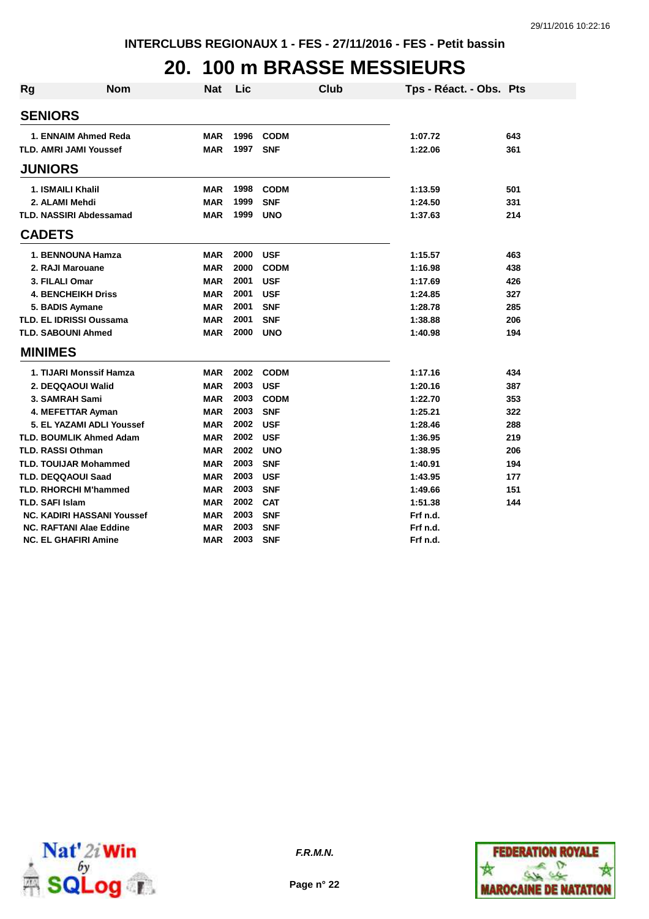INTERCLUBS REGIONAUX 1 - FES - 27/11/2016 - FES - Petit bassin

# 20. 100 m BRASSE MESSIEURS

| Rg | Nom | Nat | Lic | Club | Tps - Réact. - Obs. | Pts |
|---|---|---|---|---|---|---|
| **SENIORS** | | | | | | |
| 1. | ENNAIM Ahmed Reda | MAR | 1996 | CODM | 1:07.72 | 643 |
| TLD. | AMRI JAMI Youssef | MAR | 1997 | SNF | 1:22.06 | 361 |
| **JUNIORS** | | | | | | |
| 1. | ISMAILI Khalil | MAR | 1998 | CODM | 1:13.59 | 501 |
| 2. | ALAMI Mehdi | MAR | 1999 | SNF | 1:24.50 | 331 |
| TLD. | NASSIRI Abdessamad | MAR | 1999 | UNO | 1:37.63 | 214 |
| **CADETS** | | | | | | |
| 1. | BENNOUNA Hamza | MAR | 2000 | USF | 1:15.57 | 463 |
| 2. | RAJI Marouane | MAR | 2000 | CODM | 1:16.98 | 438 |
| 3. | FILALI Omar | MAR | 2001 | USF | 1:17.69 | 426 |
| 4. | BENCHEIKH Driss | MAR | 2001 | USF | 1:24.85 | 327 |
| 5. | BADIS Aymane | MAR | 2001 | SNF | 1:28.78 | 285 |
| TLD. | EL IDRISSI Oussama | MAR | 2001 | SNF | 1:38.88 | 206 |
| TLD. | SABOUNI Ahmed | MAR | 2000 | UNO | 1:40.98 | 194 |
| **MINIMES** | | | | | | |
| 1. | TIJARI Monssif Hamza | MAR | 2002 | CODM | 1:17.16 | 434 |
| 2. | DEQQAOUI Walid | MAR | 2003 | USF | 1:20.16 | 387 |
| 3. | SAMRAH Sami | MAR | 2003 | CODM | 1:22.70 | 353 |
| 4. | MEFETTAR Ayman | MAR | 2003 | SNF | 1:25.21 | 322 |
| 5. | EL YAZAMI ADLI Youssef | MAR | 2002 | USF | 1:28.46 | 288 |
| TLD. | BOUMLIK Ahmed Adam | MAR | 2002 | USF | 1:36.95 | 219 |
| TLD. | RASSI Othman | MAR | 2002 | UNO | 1:38.95 | 206 |
| TLD. | TOUIJAR Mohammed | MAR | 2003 | SNF | 1:40.91 | 194 |
| TLD. | DEQQAOUI Saad | MAR | 2003 | USF | 1:43.95 | 177 |
| TLD. | RHORCHI M'hammed | MAR | 2003 | SNF | 1:49.66 | 151 |
| TLD. | SAFI Islam | MAR | 2002 | CAT | 1:51.38 | 144 |
| NC. | KADIRI HASSANI Youssef | MAR | 2003 | SNF | Frf n.d. | |
| NC. | RAFTANI Alae Eddine | MAR | 2003 | SNF | Frf n.d. | |
| NC. | EL GHAFIRI Amine | MAR | 2003 | SNF | Frf n.d. | |

*F.R.M.N.*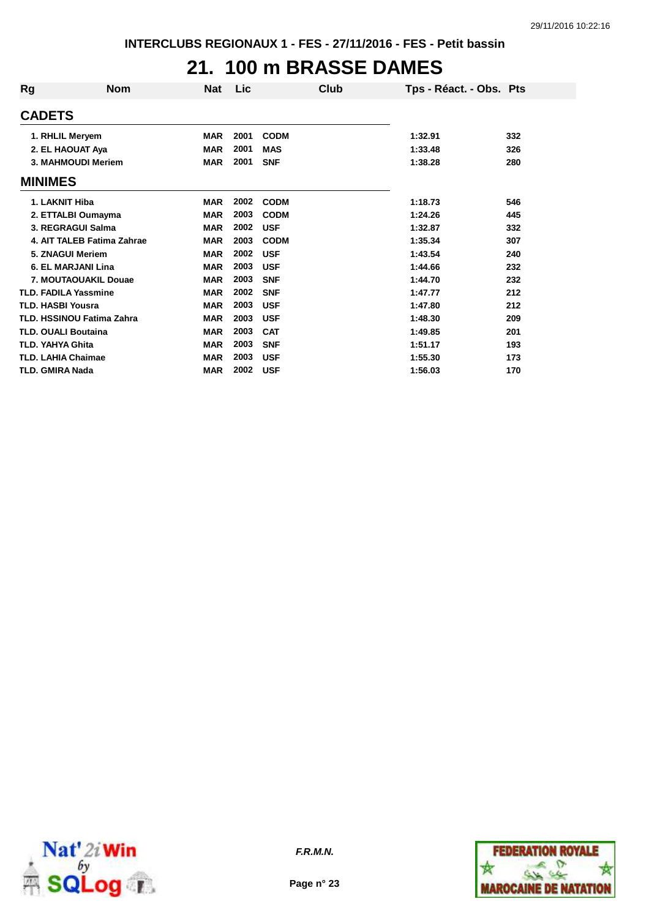INTERCLUBS REGIONAUX 1 - FES - 27/11/2016 - FES - Petit bassin

# 21. 100 m BRASSE DAMES

| Rg | Nom | Nat | Lic | Club | Tps - Réact. - Obs. | Pts |
|---|---|---|---|---|---|---|
| **CADETS** | | | | | | |
| 1. | RHLIL Meryem | MAR | 2001 | CODM | 1:32.91 | 332 |
| 2. | EL HAOUAT Aya | MAR | 2001 | MAS | 1:33.48 | 326 |
| 3. | MAHMOUDI Meriem | MAR | 2001 | SNF | 1:38.28 | 280 |
| **MINIMES** | | | | | | |
| 1. | LAKNIT Hiba | MAR | 2002 | CODM | 1:18.73 | 546 |
| 2. | ETTALBI Oumayma | MAR | 2003 | CODM | 1:24.26 | 445 |
| 3. | REGRAGUI Salma | MAR | 2002 | USF | 1:32.87 | 332 |
| 4. | AIT TALEB Fatima Zahrae | MAR | 2003 | CODM | 1:35.34 | 307 |
| 5. | ZNAGUI Meriem | MAR | 2002 | USF | 1:43.54 | 240 |
| 6. | EL MARJANI Lina | MAR | 2003 | USF | 1:44.66 | 232 |
| 7. | MOUTAOUAKIL Douae | MAR | 2003 | SNF | 1:44.70 | 232 |
| TLD. | FADILA Yassmine | MAR | 2002 | SNF | 1:47.77 | 212 |
| TLD. | HASBI Yousra | MAR | 2003 | USF | 1:47.80 | 212 |
| TLD. | HSSINOU Fatima Zahra | MAR | 2003 | USF | 1:48.30 | 209 |
| TLD. | OUALI Boutaina | MAR | 2003 | CAT | 1:49.85 | 201 |
| TLD. | YAHYA Ghita | MAR | 2003 | SNF | 1:51.17 | 193 |
| TLD. | LAHIA Chaimae | MAR | 2003 | USF | 1:55.30 | 173 |
| TLD. | GMIRA Nada | MAR | 2002 | USF | 1:56.03 | 170 |

*F.R.M.N.*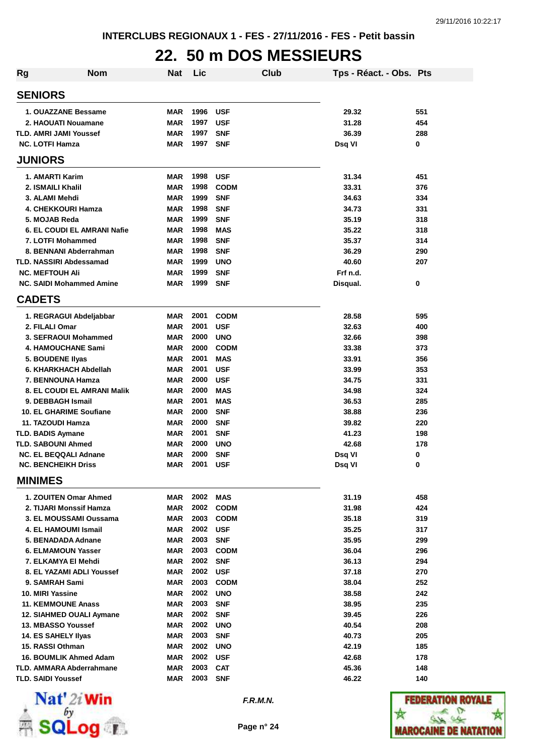INTERCLUBS REGIONAUX 1 - FES - 27/11/2016 - FES - Petit bassin

# 22. 50 m DOS MESSIEURS

| Rg | Nom | Nat | Lic | Club | Tps - Réact. - Obs. | Pts |
|---|---|---|---|---|---|---|
| **SENIORS** | | | | | | |
| 1. | OUAZZANE Bessame | MAR | 1996 | USF | 29.32 | 551 |
| 2. | HAOUATI Nouamane | MAR | 1997 | USF | 31.28 | 454 |
| TLD. | AMRI JAMI Youssef | MAR | 1997 | SNF | 36.39 | 288 |
| NC. | LOTFI Hamza | MAR | 1997 | SNF | Dsq VI | 0 |
| **JUNIORS** | | | | | | |
| 1. | AMARTI Karim | MAR | 1998 | USF | 31.34 | 451 |
| 2. | ISMAILI Khalil | MAR | 1998 | CODM | 33.31 | 376 |
| 3. | ALAMI Mehdi | MAR | 1999 | SNF | 34.63 | 334 |
| 4. | CHEKKOURI Hamza | MAR | 1998 | SNF | 34.73 | 331 |
| 5. | MOJAB Reda | MAR | 1999 | SNF | 35.19 | 318 |
| 6. | EL COUDI EL AMRANI Nafie | MAR | 1998 | MAS | 35.22 | 318 |
| 7. | LOTFI Mohammed | MAR | 1998 | SNF | 35.37 | 314 |
| 8. | BENNANI Abderrahman | MAR | 1998 | SNF | 36.29 | 290 |
| TLD. | NASSIRI Abdessamad | MAR | 1999 | UNO | 40.60 | 207 |
| NC. | MEFTOUH Ali | MAR | 1999 | SNF | Frf n.d. | |
| NC. | SAIDI Mohammed Amine | MAR | 1999 | SNF | Disqual. | 0 |
| **CADETS** | | | | | | |
| 1. | REGRAGUI Abdeljabbar | MAR | 2001 | CODM | 28.58 | 595 |
| 2. | FILALI Omar | MAR | 2001 | USF | 32.63 | 400 |
| 3. | SEFRAOUI Mohammed | MAR | 2000 | UNO | 32.66 | 398 |
| 4. | HAMOUCHANE Sami | MAR | 2000 | CODM | 33.38 | 373 |
| 5. | BOUDENE Ilyas | MAR | 2001 | MAS | 33.91 | 356 |
| 6. | KHARKHACH Abdellah | MAR | 2001 | USF | 33.99 | 353 |
| 7. | BENNOUNA Hamza | MAR | 2000 | USF | 34.75 | 331 |
| 8. | EL COUDI EL AMRANI Malik | MAR | 2000 | MAS | 34.98 | 324 |
| 9. | DEBBAGH Ismail | MAR | 2001 | MAS | 36.53 | 285 |
| 10. | EL GHARIME Soufiane | MAR | 2000 | SNF | 38.88 | 236 |
| 11. | TAZOUDI Hamza | MAR | 2000 | SNF | 39.82 | 220 |
| TLD. | BADIS Aymane | MAR | 2001 | SNF | 41.23 | 198 |
| TLD. | SABOUNI Ahmed | MAR | 2000 | UNO | 42.68 | 178 |
| NC. | EL BEQQALI Adnane | MAR | 2000 | SNF | Dsq VI | 0 |
| NC. | BENCHEIKH Driss | MAR | 2001 | USF | Dsq VI | 0 |
| **MINIMES** | | | | | | |
| 1. | ZOUITEN Omar Ahmed | MAR | 2002 | MAS | 31.19 | 458 |
| 2. | TIJARI Monssif Hamza | MAR | 2002 | CODM | 31.98 | 424 |
| 3. | EL MOUSSAMI Oussama | MAR | 2003 | CODM | 35.18 | 319 |
| 4. | EL HAMOUMI Ismail | MAR | 2002 | USF | 35.25 | 317 |
| 5. | BENADADA Adnane | MAR | 2003 | SNF | 35.95 | 299 |
| 6. | ELMAMOUN Yasser | MAR | 2003 | CODM | 36.04 | 296 |
| 7. | ELKAMYA El Mehdi | MAR | 2002 | SNF | 36.13 | 294 |
| 8. | EL YAZAMI ADLI Youssef | MAR | 2002 | USF | 37.18 | 270 |
| 9. | SAMRAH Sami | MAR | 2003 | CODM | 38.04 | 252 |
| 10. | MIRI Yassine | MAR | 2002 | UNO | 38.58 | 242 |
| 11. | KEMMOUNE Anass | MAR | 2003 | SNF | 38.95 | 235 |
| 12. | SIAHMED OUALI Aymane | MAR | 2002 | SNF | 39.45 | 226 |
| 13. | MBASSO Youssef | MAR | 2002 | UNO | 40.54 | 208 |
| 14. | ES SAHELY Ilyas | MAR | 2003 | SNF | 40.73 | 205 |
| 15. | RASSI Othman | MAR | 2002 | UNO | 42.19 | 185 |
| 16. | BOUMLIK Ahmed Adam | MAR | 2002 | USF | 42.68 | 178 |
| TLD. | AMMARA Abderrahmane | MAR | 2003 | CAT | 45.36 | 148 |
| TLD. | SAIDI Youssef | MAR | 2003 | SNF | 46.22 | 140 |

*F.R.M.N.*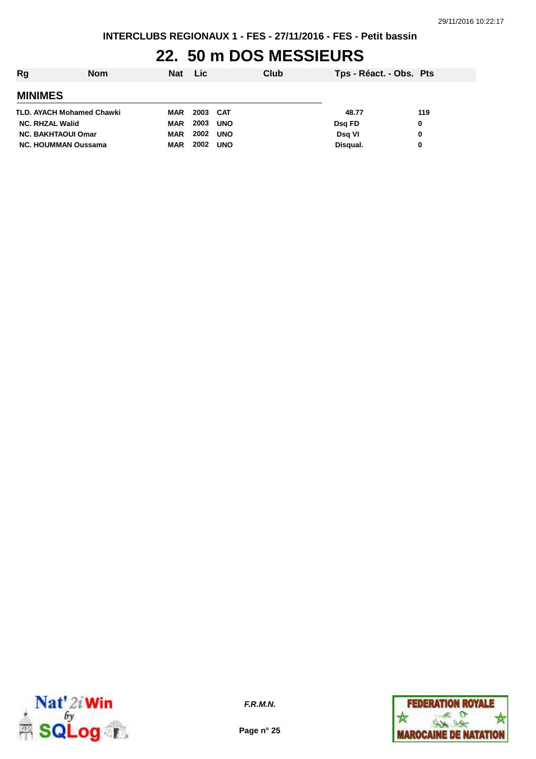INTERCLUBS REGIONAUX 1 - FES - 27/11/2016 - FES - Petit bassin

# 22. 50 m DOS MESSIEURS

| Rg | Nom | Nat | Lic | Club | Tps - Réact. - Obs. | Pts |
|---|---|---|---|---|---|---|
| **MINIMES** | | | | | | |
| TLD. | AYACH Mohamed Chawki | MAR | 2003 | CAT | 48.77 | 119 |
| NC. | RHZAL Walid | MAR | 2003 | UNO | Dsq FD | 0 |
| NC. | BAKHTAOUI Omar | MAR | 2002 | UNO | Dsq VI | 0 |
| NC. | HOUMMAN Oussama | MAR | 2002 | UNO | Disqual. | 0 |

*F.R.M.N.*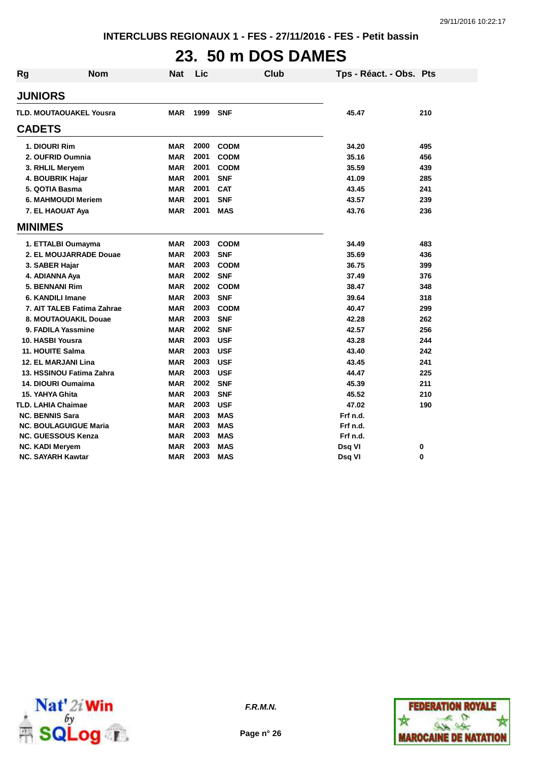INTERCLUBS REGIONAUX 1 - FES - 27/11/2016 - FES - Petit bassin

# 23. 50 m DOS DAMES

| Rg | Nom | Nat | Lic | Club | Tps - Réact. - Obs. | Pts |
|---|---|---|---|---|---|---|
| **JUNIORS** | | | | | | |
| TLD. | MOUTAOUAKEL Yousra | MAR | 1999 | SNF | 45.47 | 210 |
| **CADETS** | | | | | | |
| 1. | DIOURI Rim | MAR | 2000 | CODM | 34.20 | 495 |
| 2. | OUFRID Oumnia | MAR | 2001 | CODM | 35.16 | 456 |
| 3. | RHLIL Meryem | MAR | 2001 | CODM | 35.59 | 439 |
| 4. | BOUBRIK Hajar | MAR | 2001 | SNF | 41.09 | 285 |
| 5. | QOTIA Basma | MAR | 2001 | CAT | 43.45 | 241 |
| 6. | MAHMOUDI Meriem | MAR | 2001 | SNF | 43.57 | 239 |
| 7. | EL HAOUAT Aya | MAR | 2001 | MAS | 43.76 | 236 |
| **MINIMES** | | | | | | |
| 1. | ETTALBI Oumayma | MAR | 2003 | CODM | 34.49 | 483 |
| 2. | EL MOUJARRADE Douae | MAR | 2003 | SNF | 35.69 | 436 |
| 3. | SABER Hajar | MAR | 2003 | CODM | 36.75 | 399 |
| 4. | ADIANNA Aya | MAR | 2002 | SNF | 37.49 | 376 |
| 5. | BENNANI Rim | MAR | 2002 | CODM | 38.47 | 348 |
| 6. | KANDILI Imane | MAR | 2003 | SNF | 39.64 | 318 |
| 7. | AIT TALEB Fatima Zahrae | MAR | 2003 | CODM | 40.47 | 299 |
| 8. | MOUTAOUAKIL Douae | MAR | 2003 | SNF | 42.28 | 262 |
| 9. | FADILA Yassmine | MAR | 2002 | SNF | 42.57 | 256 |
| 10. | HASBI Yousra | MAR | 2003 | USF | 43.28 | 244 |
| 11. | HOUITE Salma | MAR | 2003 | USF | 43.40 | 242 |
| 12. | EL MARJANI Lina | MAR | 2003 | USF | 43.45 | 241 |
| 13. | HSSINOU Fatima Zahra | MAR | 2003 | USF | 44.47 | 225 |
| 14. | DIOURI Oumaima | MAR | 2002 | SNF | 45.39 | 211 |
| 15. | YAHYA Ghita | MAR | 2003 | SNF | 45.52 | 210 |
| TLD. | LAHIA Chaimae | MAR | 2003 | USF | 47.02 | 190 |
| NC. | BENNIS Sara | MAR | 2003 | MAS | Frf n.d. | |
| NC. | BOULAGUIGUE Maria | MAR | 2003 | MAS | Frf n.d. | |
| NC. | GUESSOUS Kenza | MAR | 2003 | MAS | Frf n.d. | |
| NC. | KADI Meryem | MAR | 2003 | MAS | Dsq VI | 0 |
| NC. | SAYARH Kawtar | MAR | 2003 | MAS | Dsq VI | 0 |

*F.R.M.N.*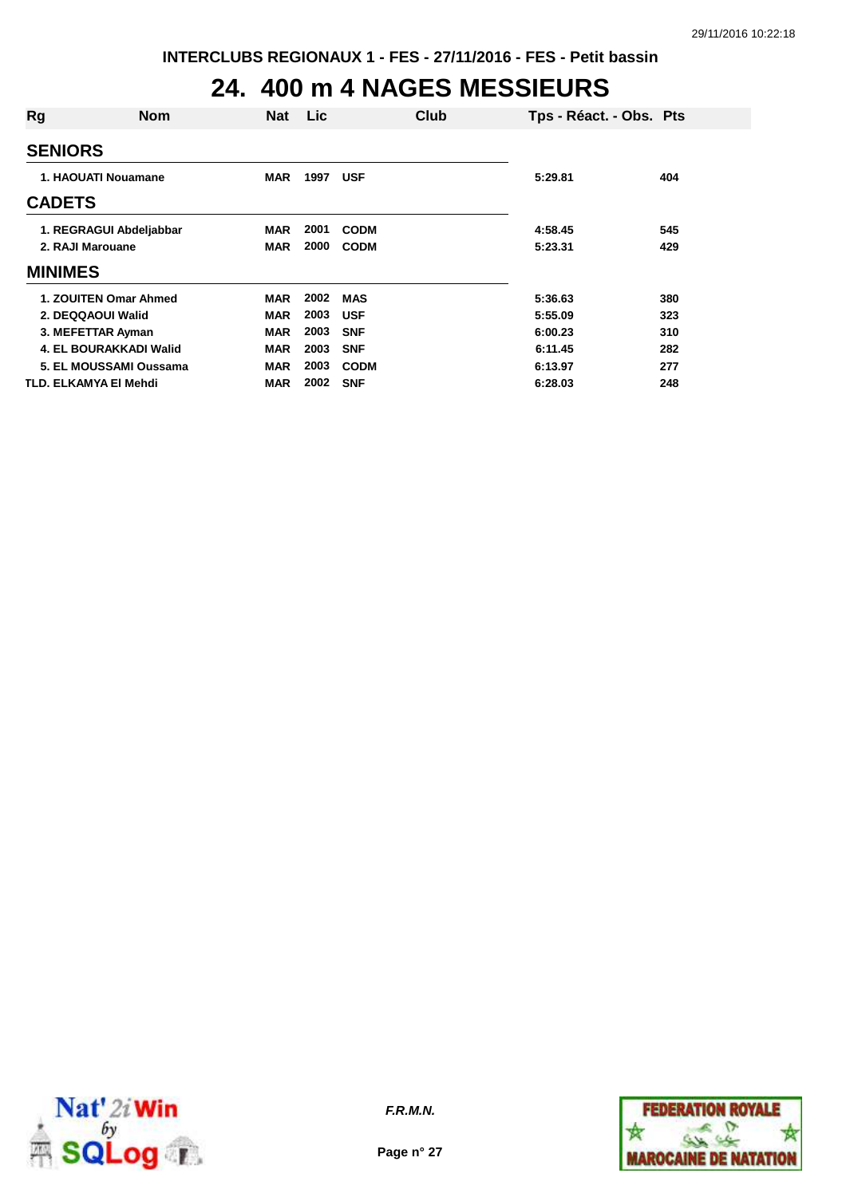INTERCLUBS REGIONAUX 1 - FES - 27/11/2016 - FES - Petit bassin

# 24. 400 m 4 NAGES MESSIEURS

| Rg | Nom | Nat | Lic | Club | Tps - Réact. - Obs. | Pts |
|---|---|---|---|---|---|---|
| **SENIORS** | | | | | | |
| 1. | HAOUATI Nouamane | MAR | 1997 | USF | 5:29.81 | 404 |
| **CADETS** | | | | | | |
| 1. | REGRAGUI Abdeljabbar | MAR | 2001 | CODM | 4:58.45 | 545 |
| 2. | RAJI Marouane | MAR | 2000 | CODM | 5:23.31 | 429 |
| **MINIMES** | | | | | | |
| 1. | ZOUITEN Omar Ahmed | MAR | 2002 | MAS | 5:36.63 | 380 |
| 2. | DEQQAOUI Walid | MAR | 2003 | USF | 5:55.09 | 323 |
| 3. | MEFETTAR Ayman | MAR | 2003 | SNF | 6:00.23 | 310 |
| 4. | EL BOURAKKADI Walid | MAR | 2003 | SNF | 6:11.45 | 282 |
| 5. | EL MOUSSAMI Oussama | MAR | 2003 | CODM | 6:13.97 | 277 |
| TLD. | ELKAMYA El Mehdi | MAR | 2002 | SNF | 6:28.03 | 248 |

*F.R.M.N.*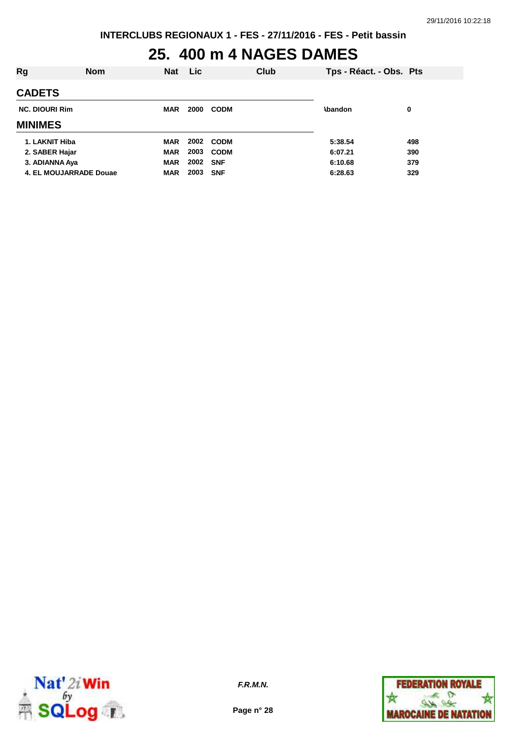# 25. 400 m 4 NAGES DAMES

| Rg | Nom | Nat | Lic | Club | Tps - Réact. - Obs. | Pts |
|---|---|---|---|---|---|---|
| **CADETS** | | | | | | |
| NC. | DIOURI Rim | MAR | 2000 | CODM | Abandon | 0 |
| **MINIMES** | | | | | | |
| 1. | LAKNIT Hiba | MAR | 2002 | CODM | 5:38.54 | 498 |
| 2. | SABER Hajar | MAR | 2003 | CODM | 6:07.21 | 390 |
| 3. | ADIANNA Aya | MAR | 2002 | SNF | 6:10.68 | 379 |
| 4. | EL MOUJARRADE Douae | MAR | 2003 | SNF | 6:28.63 | 329 |

*F.R.M.N.*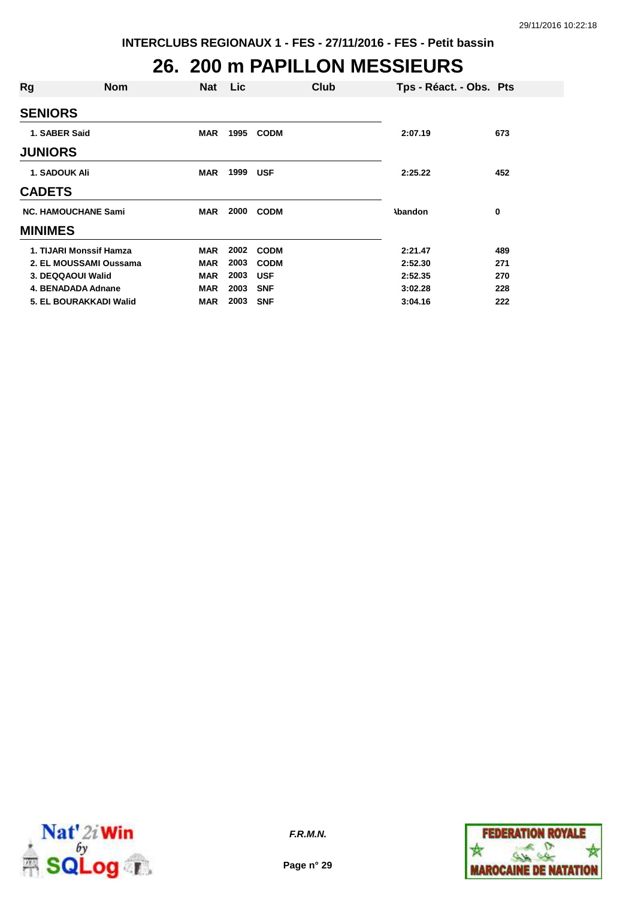INTERCLUBS REGIONAUX 1 - FES - 27/11/2016 - FES - Petit bassin

# 26. 200 m PAPILLON MESSIEURS

| Rg | Nom | Nat | Lic | Club | Tps - Réact. - Obs. | Pts |
|---|---|---|---|---|---|---|
| **SENIORS** | | | | | | |
| 1. | SABER Said | MAR | 1995 | CODM | 2:07.19 | 673 |
| **JUNIORS** | | | | | | |
| 1. | SADOUK Ali | MAR | 1999 | USF | 2:25.22 | 452 |
| **CADETS** | | | | | | |
| NC. | HAMOUCHANE Sami | MAR | 2000 | CODM | Abandon | 0 |
| **MINIMES** | | | | | | |
| 1. | TIJARI Monssif Hamza | MAR | 2002 | CODM | 2:21.47 | 489 |
| 2. | EL MOUSSAMI Oussama | MAR | 2003 | CODM | 2:52.30 | 271 |
| 3. | DEQQAOUI Walid | MAR | 2003 | USF | 2:52.35 | 270 |
| 4. | BENADADA Adnane | MAR | 2003 | SNF | 3:02.28 | 228 |
| 5. | EL BOURAKKADI Walid | MAR | 2003 | SNF | 3:04.16 | 222 |

*F.R.M.N.*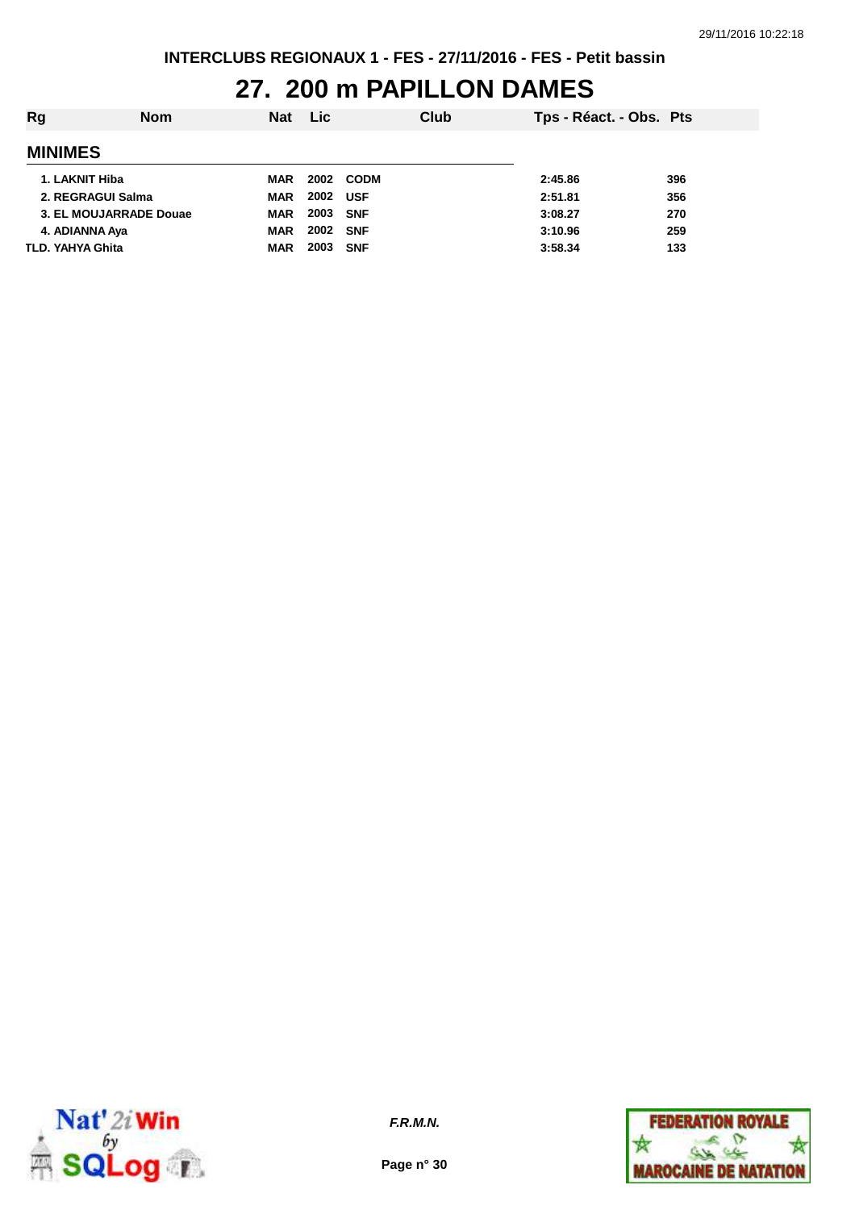INTERCLUBS REGIONAUX 1 - FES - 27/11/2016 - FES - Petit bassin

# 27. 200 m PAPILLON DAMES

| Rg | Nom | Nat | Lic | Club | Tps - Réact. - Obs. | Pts |
|---|---|---|---|---|---|---|
| **MINIMES** | | | | | | |
| 1. | LAKNIT Hiba | MAR | 2002 | CODM | 2:45.86 | 396 |
| 2. | REGRAGUI Salma | MAR | 2002 | USF | 2:51.81 | 356 |
| 3. | EL MOUJARRADE Douae | MAR | 2003 | SNF | 3:08.27 | 270 |
| 4. | ADIANNA Aya | MAR | 2002 | SNF | 3:10.96 | 259 |
| TLD. | YAHYA Ghita | MAR | 2003 | SNF | 3:58.34 | 133 |

*F.R.M.N.*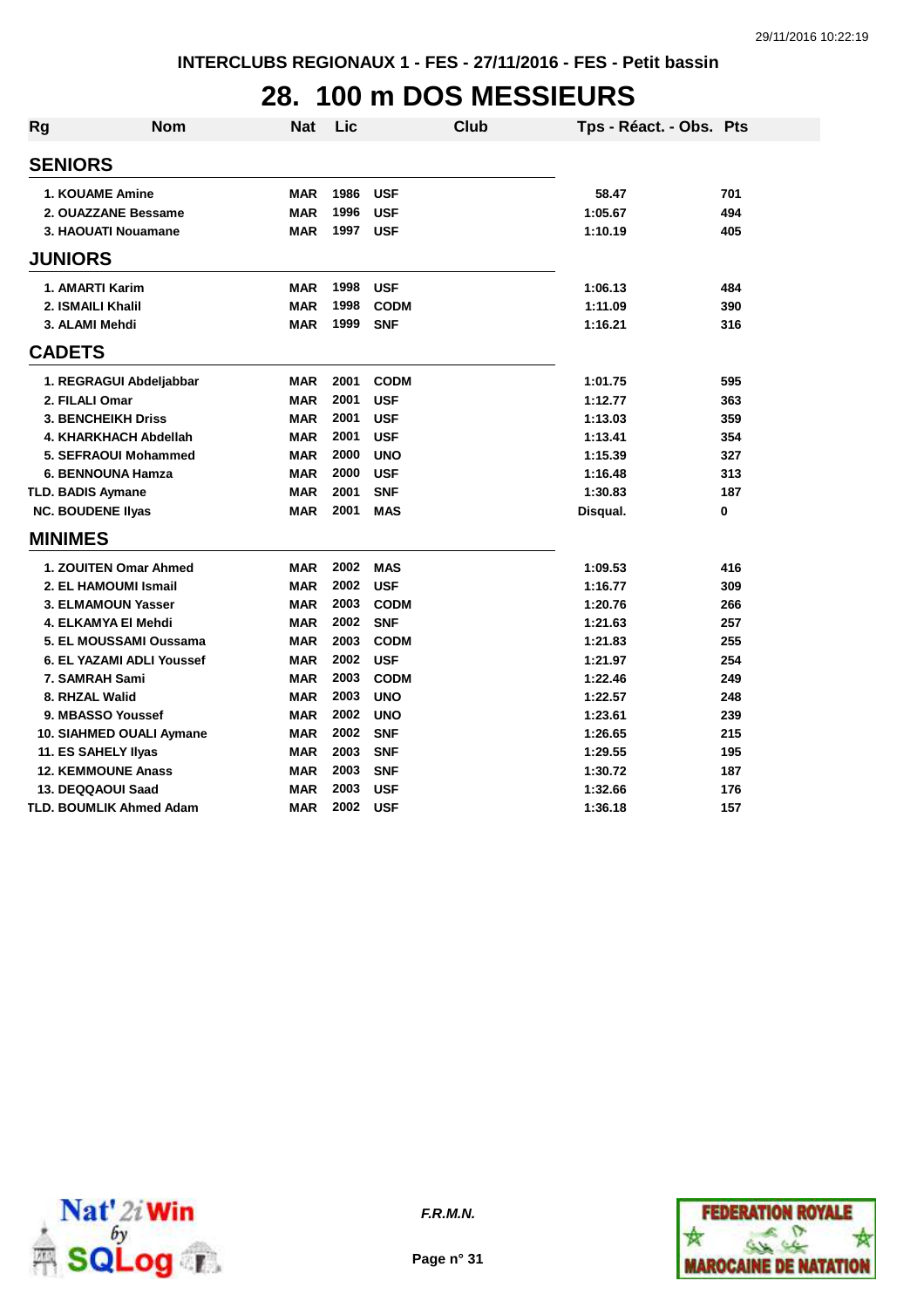INTERCLUBS REGIONAUX 1 - FES - 27/11/2016 - FES - Petit bassin

# 28. 100 m DOS MESSIEURS

| Rg | Nom | Nat | Lic | Club | Tps - Réact. - Obs. | Pts |
|---|---|---|---|---|---|---|
| **SENIORS** | | | | | | |
| 1. | KOUAME Amine | MAR | 1986 | USF | 58.47 | 701 |
| 2. | OUAZZANE Bessame | MAR | 1996 | USF | 1:05.67 | 494 |
| 3. | HAOUATI Nouamane | MAR | 1997 | USF | 1:10.19 | 405 |
| **JUNIORS** | | | | | | |
| 1. | AMARTI Karim | MAR | 1998 | USF | 1:06.13 | 484 |
| 2. | ISMAILI Khalil | MAR | 1998 | CODM | 1:11.09 | 390 |
| 3. | ALAMI Mehdi | MAR | 1999 | SNF | 1:16.21 | 316 |
| **CADETS** | | | | | | |
| 1. | REGRAGUI Abdeljabbar | MAR | 2001 | CODM | 1:01.75 | 595 |
| 2. | FILALI Omar | MAR | 2001 | USF | 1:12.77 | 363 |
| 3. | BENCHEIKH Driss | MAR | 2001 | USF | 1:13.03 | 359 |
| 4. | KHARKHACH Abdellah | MAR | 2001 | USF | 1:13.41 | 354 |
| 5. | SEFRAOUI Mohammed | MAR | 2000 | UNO | 1:15.39 | 327 |
| 6. | BENNOUNA Hamza | MAR | 2000 | USF | 1:16.48 | 313 |
| TLD. | BADIS Aymane | MAR | 2001 | SNF | 1:30.83 | 187 |
| NC. | BOUDENE Ilyas | MAR | 2001 | MAS | Disqual. | 0 |
| **MINIMES** | | | | | | |
| 1. | ZOUITEN Omar Ahmed | MAR | 2002 | MAS | 1:09.53 | 416 |
| 2. | EL HAMOUMI Ismail | MAR | 2002 | USF | 1:16.77 | 309 |
| 3. | ELMAMOUN Yasser | MAR | 2003 | CODM | 1:20.76 | 266 |
| 4. | ELKAMYA El Mehdi | MAR | 2002 | SNF | 1:21.63 | 257 |
| 5. | EL MOUSSAMI Oussama | MAR | 2003 | CODM | 1:21.83 | 255 |
| 6. | EL YAZAMI ADLI Youssef | MAR | 2002 | USF | 1:21.97 | 254 |
| 7. | SAMRAH Sami | MAR | 2003 | CODM | 1:22.46 | 249 |
| 8. | RHZAL Walid | MAR | 2003 | UNO | 1:22.57 | 248 |
| 9. | MBASSO Youssef | MAR | 2002 | UNO | 1:23.61 | 239 |
| 10. | SIAHMED OUALI Aymane | MAR | 2002 | SNF | 1:26.65 | 215 |
| 11. | ES SAHELY Ilyas | MAR | 2003 | SNF | 1:29.55 | 195 |
| 12. | KEMMOUNE Anass | MAR | 2003 | SNF | 1:30.72 | 187 |
| 13. | DEQQAOUI Saad | MAR | 2003 | USF | 1:32.66 | 176 |
| TLD. | BOUMLIK Ahmed Adam | MAR | 2002 | USF | 1:36.18 | 157 |

*F.R.M.N.*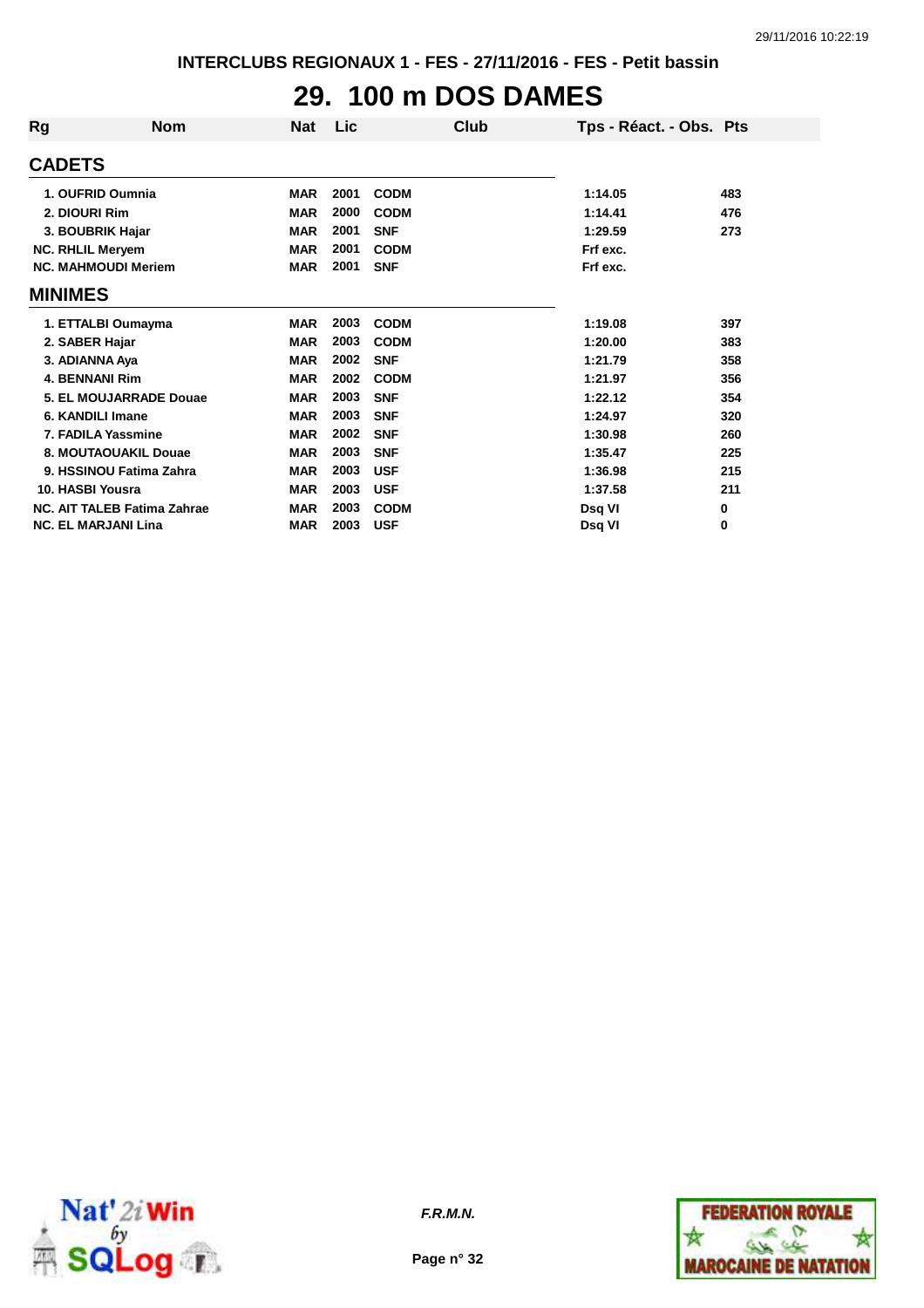INTERCLUBS REGIONAUX 1 - FES - 27/11/2016 - FES - Petit bassin

# 29. 100 m DOS DAMES

| Rg | Nom | Nat | Lic | Club | Tps - Réact. - Obs. | Pts |
|---|---|---|---|---|---|---|
| **CADETS** | | | | | | |
| 1. | OUFRID Oumnia | MAR | 2001 | CODM | 1:14.05 | 483 |
| 2. | DIOURI Rim | MAR | 2000 | CODM | 1:14.41 | 476 |
| 3. | BOUBRIK Hajar | MAR | 2001 | SNF | 1:29.59 | 273 |
| NC. | RHLIL Meryem | MAR | 2001 | CODM | Frf exc. | |
| NC. | MAHMOUDI Meriem | MAR | 2001 | SNF | Frf exc. | |
| **MINIMES** | | | | | | |
| 1. | ETTALBI Oumayma | MAR | 2003 | CODM | 1:19.08 | 397 |
| 2. | SABER Hajar | MAR | 2003 | CODM | 1:20.00 | 383 |
| 3. | ADIANNA Aya | MAR | 2002 | SNF | 1:21.79 | 358 |
| 4. | BENNANI Rim | MAR | 2002 | CODM | 1:21.97 | 356 |
| 5. | EL MOUJARRADE Douae | MAR | 2003 | SNF | 1:22.12 | 354 |
| 6. | KANDILI Imane | MAR | 2003 | SNF | 1:24.97 | 320 |
| 7. | FADILA Yassmine | MAR | 2002 | SNF | 1:30.98 | 260 |
| 8. | MOUTAOUAKIL Douae | MAR | 2003 | SNF | 1:35.47 | 225 |
| 9. | HSSINOU Fatima Zahra | MAR | 2003 | USF | 1:36.98 | 215 |
| 10. | HASBI Yousra | MAR | 2003 | USF | 1:37.58 | 211 |
| NC. | AIT TALEB Fatima Zahrae | MAR | 2003 | CODM | Dsq VI | 0 |
| NC. | EL MARJANI Lina | MAR | 2003 | USF | Dsq VI | 0 |

*F.R.M.N.*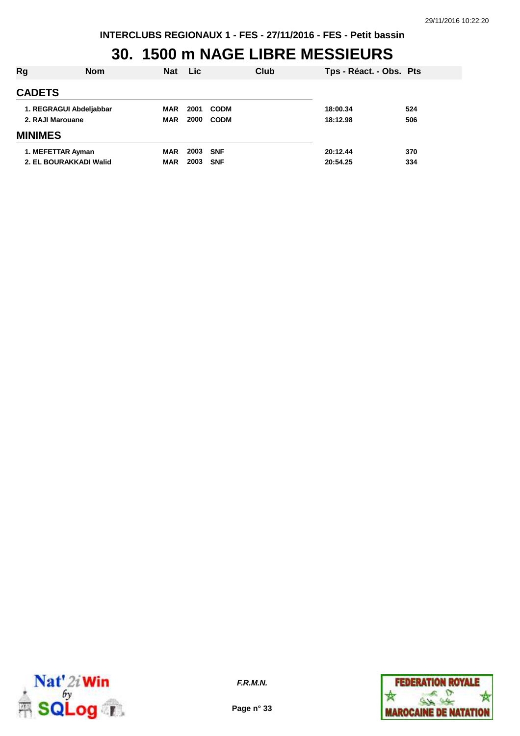INTERCLUBS REGIONAUX 1 - FES - 27/11/2016 - FES - Petit bassin

# 30. 1500 m NAGE LIBRE MESSIEURS

| Rg | Nom | Nat | Lic | Club | Tps - Réact. - Obs. | Pts |
|---|---|---|---|---|---|---|
| **CADETS** | | | | | | |
| 1. | REGRAGUI Abdeljabbar | MAR | 2001 | CODM | 18:00.34 | 524 |
| 2. | RAJI Marouane | MAR | 2000 | CODM | 18:12.98 | 506 |
| **MINIMES** | | | | | | |
| 1. | MEFETTAR Ayman | MAR | 2003 | SNF | 20:12.44 | 370 |
| 2. | EL BOURAKKADI Walid | MAR | 2003 | SNF | 20:54.25 | 334 |

*F.R.M.N.*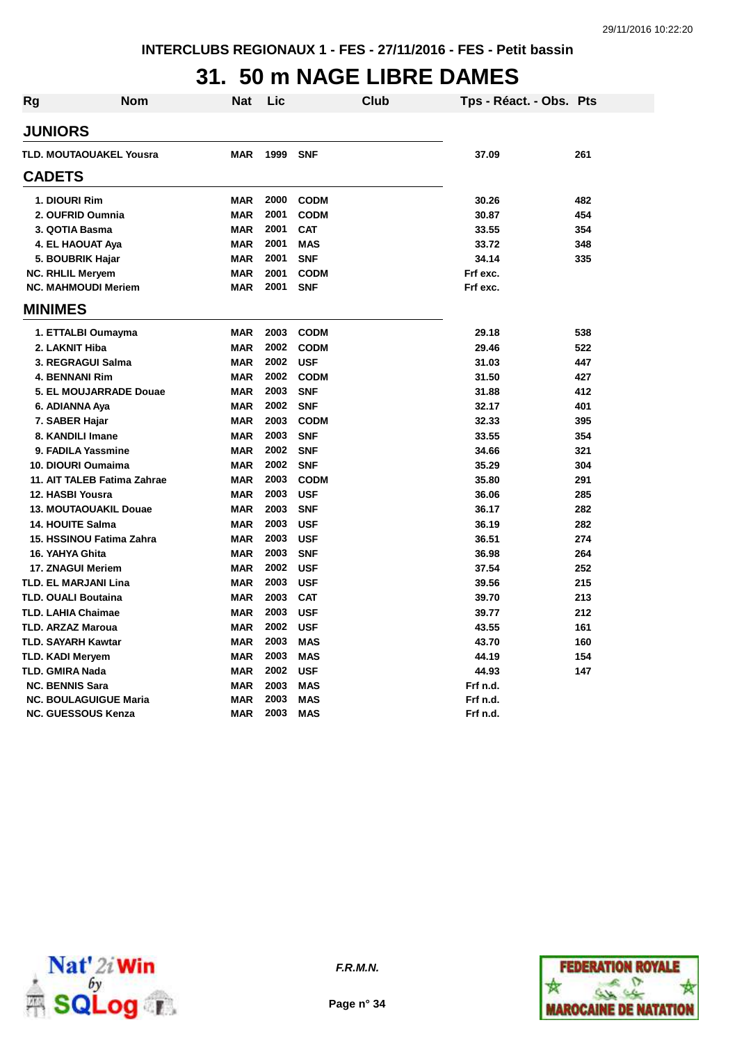INTERCLUBS REGIONAUX 1 - FES - 27/11/2016 - FES - Petit bassin

# 31. 50 m NAGE LIBRE DAMES

| Rg | Nom | Nat | Lic | Club | Tps - Réact. - Obs. | Pts |
|---|---|---|---|---|---|---|
| **JUNIORS** | | | | | | |
| TLD. | MOUTAOUAKEL Yousra | MAR | 1999 | SNF | 37.09 | 261 |
| **CADETS** | | | | | | |
| 1. | DIOURI Rim | MAR | 2000 | CODM | 30.26 | 482 |
| 2. | OUFRID Oumnia | MAR | 2001 | CODM | 30.87 | 454 |
| 3. | QOTIA Basma | MAR | 2001 | CAT | 33.55 | 354 |
| 4. | EL HAOUAT Aya | MAR | 2001 | MAS | 33.72 | 348 |
| 5. | BOUBRIK Hajar | MAR | 2001 | SNF | 34.14 | 335 |
| NC. | RHLIL Meryem | MAR | 2001 | CODM | Frf exc. | |
| NC. | MAHMOUDI Meriem | MAR | 2001 | SNF | Frf exc. | |
| **MINIMES** | | | | | | |
| 1. | ETTALBI Oumayma | MAR | 2003 | CODM | 29.18 | 538 |
| 2. | LAKNIT Hiba | MAR | 2002 | CODM | 29.46 | 522 |
| 3. | REGRAGUI Salma | MAR | 2002 | USF | 31.03 | 447 |
| 4. | BENNANI Rim | MAR | 2002 | CODM | 31.50 | 427 |
| 5. | EL MOUJARRADE Douae | MAR | 2003 | SNF | 31.88 | 412 |
| 6. | ADIANNA Aya | MAR | 2002 | SNF | 32.17 | 401 |
| 7. | SABER Hajar | MAR | 2003 | CODM | 32.33 | 395 |
| 8. | KANDILI Imane | MAR | 2003 | SNF | 33.55 | 354 |
| 9. | FADILA Yassmine | MAR | 2002 | SNF | 34.66 | 321 |
| 10. | DIOURI Oumaima | MAR | 2002 | SNF | 35.29 | 304 |
| 11. | AIT TALEB Fatima Zahrae | MAR | 2003 | CODM | 35.80 | 291 |
| 12. | HASBI Yousra | MAR | 2003 | USF | 36.06 | 285 |
| 13. | MOUTAOUAKIL Douae | MAR | 2003 | SNF | 36.17 | 282 |
| 14. | HOUITE Salma | MAR | 2003 | USF | 36.19 | 282 |
| 15. | HSSINOU Fatima Zahra | MAR | 2003 | USF | 36.51 | 274 |
| 16. | YAHYA Ghita | MAR | 2003 | SNF | 36.98 | 264 |
| 17. | ZNAGUI Meriem | MAR | 2002 | USF | 37.54 | 252 |
| TLD. | EL MARJANI Lina | MAR | 2003 | USF | 39.56 | 215 |
| TLD. | OUALI Boutaina | MAR | 2003 | CAT | 39.70 | 213 |
| TLD. | LAHIA Chaimae | MAR | 2003 | USF | 39.77 | 212 |
| TLD. | ARZAZ Maroua | MAR | 2002 | USF | 43.55 | 161 |
| TLD. | SAYARH Kawtar | MAR | 2003 | MAS | 43.70 | 160 |
| TLD. | KADI Meryem | MAR | 2003 | MAS | 44.19 | 154 |
| TLD. | GMIRA Nada | MAR | 2002 | USF | 44.93 | 147 |
| NC. | BENNIS Sara | MAR | 2003 | MAS | Frf n.d. | |
| NC. | BOULAGUIGUE Maria | MAR | 2003 | MAS | Frf n.d. | |
| NC. | GUESSOUS Kenza | MAR | 2003 | MAS | Frf n.d. | |

*F.R.M.N.*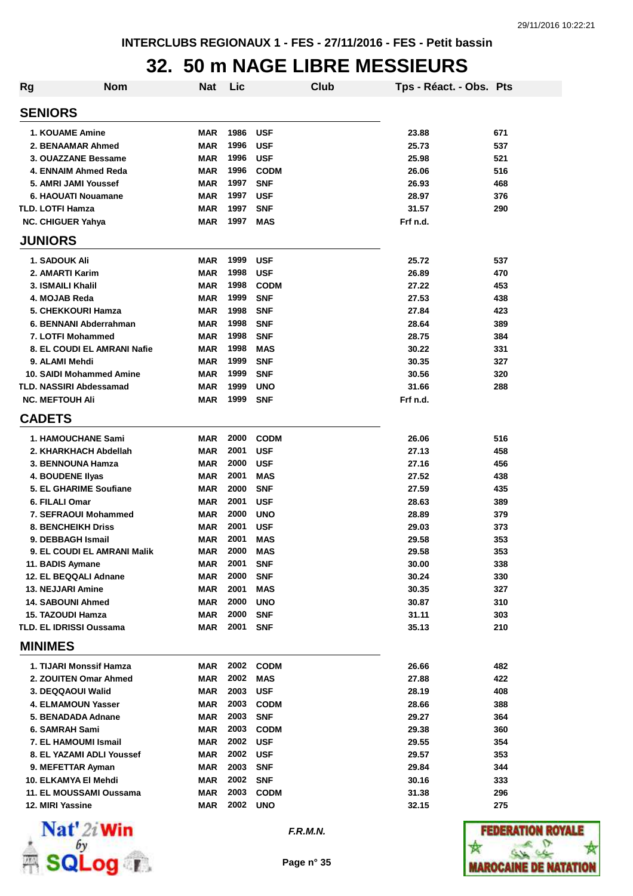INTERCLUBS REGIONAUX 1 - FES - 27/11/2016 - FES - Petit bassin

# 32. 50 m NAGE LIBRE MESSIEURS

| Rg | Nom | Nat | Lic | Club | Tps - Réact. - Obs. | Pts |
|---|---|---|---|---|---|---|
| **SENIORS** | | | | | | |
| 1. | KOUAME Amine | MAR | 1986 | USF | 23.88 | 671 |
| 2. | BENAAMAR Ahmed | MAR | 1996 | USF | 25.73 | 537 |
| 3. | OUAZZANE Bessame | MAR | 1996 | USF | 25.98 | 521 |
| 4. | ENNAIM Ahmed Reda | MAR | 1996 | CODM | 26.06 | 516 |
| 5. | AMRI JAMI Youssef | MAR | 1997 | SNF | 26.93 | 468 |
| 6. | HAOUATI Nouamane | MAR | 1997 | USF | 28.97 | 376 |
| TLD. | LOTFI Hamza | MAR | 1997 | SNF | 31.57 | 290 |
| NC. | CHIGUER Yahya | MAR | 1997 | MAS | Frf n.d. | |
| **JUNIORS** | | | | | | |
| 1. | SADOUK Ali | MAR | 1999 | USF | 25.72 | 537 |
| 2. | AMARTI Karim | MAR | 1998 | USF | 26.89 | 470 |
| 3. | ISMAILI Khalil | MAR | 1998 | CODM | 27.22 | 453 |
| 4. | MOJAB Reda | MAR | 1999 | SNF | 27.53 | 438 |
| 5. | CHEKKOURI Hamza | MAR | 1998 | SNF | 27.84 | 423 |
| 6. | BENNANI Abderrahman | MAR | 1998 | SNF | 28.64 | 389 |
| 7. | LOTFI Mohammed | MAR | 1998 | SNF | 28.75 | 384 |
| 8. | EL COUDI EL AMRANI Nafie | MAR | 1998 | MAS | 30.22 | 331 |
| 9. | ALAMI Mehdi | MAR | 1999 | SNF | 30.35 | 327 |
| 10. | SAIDI Mohammed Amine | MAR | 1999 | SNF | 30.56 | 320 |
| TLD. | NASSIRI Abdessamad | MAR | 1999 | UNO | 31.66 | 288 |
| NC. | MEFTOUH Ali | MAR | 1999 | SNF | Frf n.d. | |
| **CADETS** | | | | | | |
| 1. | HAMOUCHANE Sami | MAR | 2000 | CODM | 26.06 | 516 |
| 2. | KHARKHACH Abdellah | MAR | 2001 | USF | 27.13 | 458 |
| 3. | BENNOUNA Hamza | MAR | 2000 | USF | 27.16 | 456 |
| 4. | BOUDENE Ilyas | MAR | 2001 | MAS | 27.52 | 438 |
| 5. | EL GHARIME Soufiane | MAR | 2000 | SNF | 27.59 | 435 |
| 6. | FILALI Omar | MAR | 2001 | USF | 28.63 | 389 |
| 7. | SEFRAOUI Mohammed | MAR | 2000 | UNO | 28.89 | 379 |
| 8. | BENCHEIKH Driss | MAR | 2001 | USF | 29.03 | 373 |
| 9. | DEBBAGH Ismail | MAR | 2001 | MAS | 29.58 | 353 |
| 9. | EL COUDI EL AMRANI Malik | MAR | 2000 | MAS | 29.58 | 353 |
| 11. | BADIS Aymane | MAR | 2001 | SNF | 30.00 | 338 |
| 12. | EL BEQQALI Adnane | MAR | 2000 | SNF | 30.24 | 330 |
| 13. | NEJJARI Amine | MAR | 2001 | MAS | 30.35 | 327 |
| 14. | SABOUNI Ahmed | MAR | 2000 | UNO | 30.87 | 310 |
| 15. | TAZOUDI Hamza | MAR | 2000 | SNF | 31.11 | 303 |
| TLD. | EL IDRISSI Oussama | MAR | 2001 | SNF | 35.13 | 210 |
| **MINIMES** | | | | | | |
| 1. | TIJARI Monssif Hamza | MAR | 2002 | CODM | 26.66 | 482 |
| 2. | ZOUITEN Omar Ahmed | MAR | 2002 | MAS | 27.88 | 422 |
| 3. | DEQQAOUI Walid | MAR | 2003 | USF | 28.19 | 408 |
| 4. | ELMAMOUN Yasser | MAR | 2003 | CODM | 28.66 | 388 |
| 5. | BENADADA Adnane | MAR | 2003 | SNF | 29.27 | 364 |
| 6. | SAMRAH Sami | MAR | 2003 | CODM | 29.38 | 360 |
| 7. | EL HAMOUMI Ismail | MAR | 2002 | USF | 29.55 | 354 |
| 8. | EL YAZAMI ADLI Youssef | MAR | 2002 | USF | 29.57 | 353 |
| 9. | MEFETTAR Ayman | MAR | 2003 | SNF | 29.84 | 344 |
| 10. | ELKAMYA El Mehdi | MAR | 2002 | SNF | 30.16 | 333 |
| 11. | EL MOUSSAMI Oussama | MAR | 2003 | CODM | 31.38 | 296 |
| 12. | MIRI Yassine | MAR | 2002 | UNO | 32.15 | 275 |

*F.R.M.N.*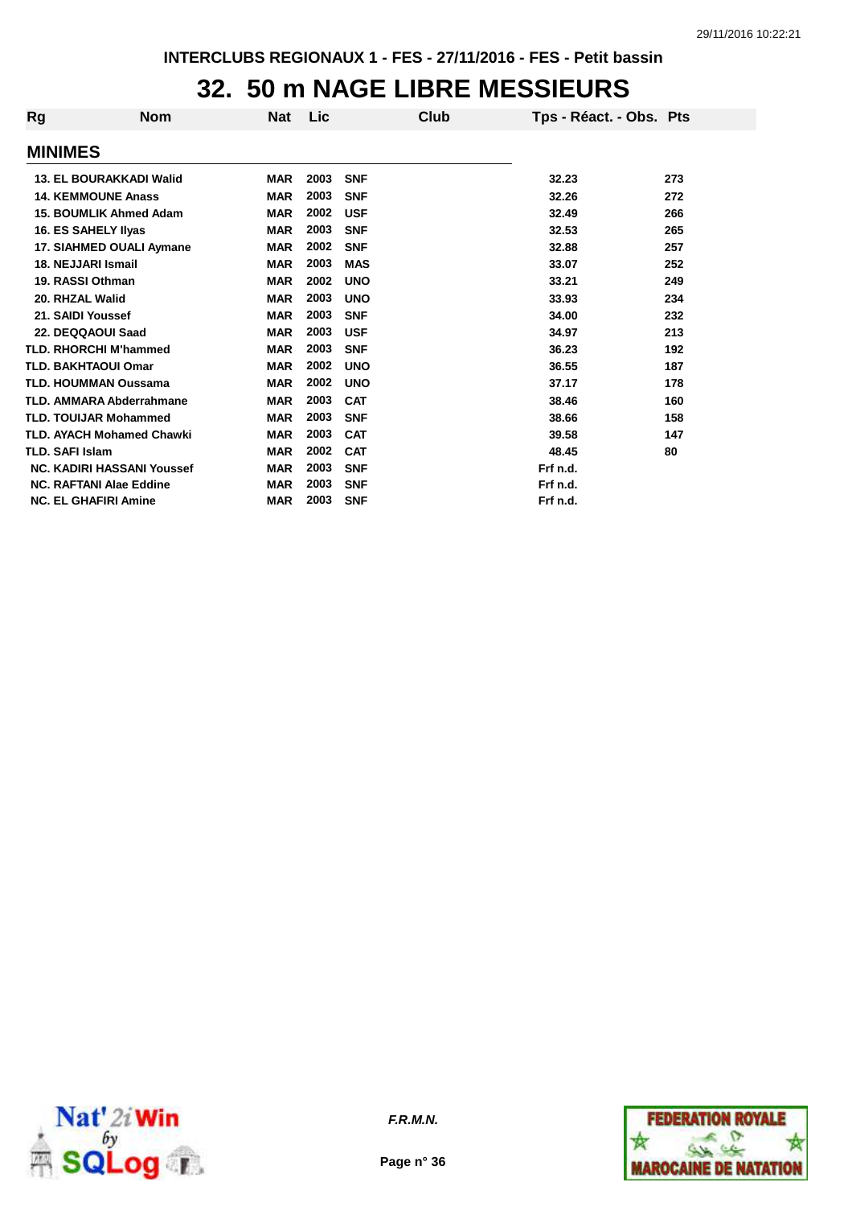INTERCLUBS REGIONAUX 1 - FES - 27/11/2016 - FES - Petit bassin

# 32. 50 m NAGE LIBRE MESSIEURS

| Rg | Nom | Nat | Lic | Club | Tps - Réact. - Obs. | Pts |
|---|---|---|---|---|---|---|
| **MINIMES** | | | | | | |
| 13. | EL BOURAKKADI Walid | MAR | 2003 | SNF | 32.23 | 273 |
| 14. | KEMMOUNE Anass | MAR | 2003 | SNF | 32.26 | 272 |
| 15. | BOUMLIK Ahmed Adam | MAR | 2002 | USF | 32.49 | 266 |
| 16. | ES SAHELY Ilyas | MAR | 2003 | SNF | 32.53 | 265 |
| 17. | SIAHMED OUALI Aymane | MAR | 2002 | SNF | 32.88 | 257 |
| 18. | NEJJARI Ismail | MAR | 2003 | MAS | 33.07 | 252 |
| 19. | RASSI Othman | MAR | 2002 | UNO | 33.21 | 249 |
| 20. | RHZAL Walid | MAR | 2003 | UNO | 33.93 | 234 |
| 21. | SAIDI Youssef | MAR | 2003 | SNF | 34.00 | 232 |
| 22. | DEQQAOUI Saad | MAR | 2003 | USF | 34.97 | 213 |
| TLD. | RHORCHI M'hammed | MAR | 2003 | SNF | 36.23 | 192 |
| TLD. | BAKHTAOUI Omar | MAR | 2002 | UNO | 36.55 | 187 |
| TLD. | HOUMMAN Oussama | MAR | 2002 | UNO | 37.17 | 178 |
| TLD. | AMMARA Abderrahmane | MAR | 2003 | CAT | 38.46 | 160 |
| TLD. | TOUIJAR Mohammed | MAR | 2003 | SNF | 38.66 | 158 |
| TLD. | AYACH Mohamed Chawki | MAR | 2003 | CAT | 39.58 | 147 |
| TLD. | SAFI Islam | MAR | 2002 | CAT | 48.45 | 80 |
| NC. | KADIRI HASSANI Youssef | MAR | 2003 | SNF | Frf n.d. | |
| NC. | RAFTANI Alae Eddine | MAR | 2003 | SNF | Frf n.d. | |
| NC. | EL GHAFIRI Amine | MAR | 2003 | SNF | Frf n.d. | |

*F.R.M.N.*